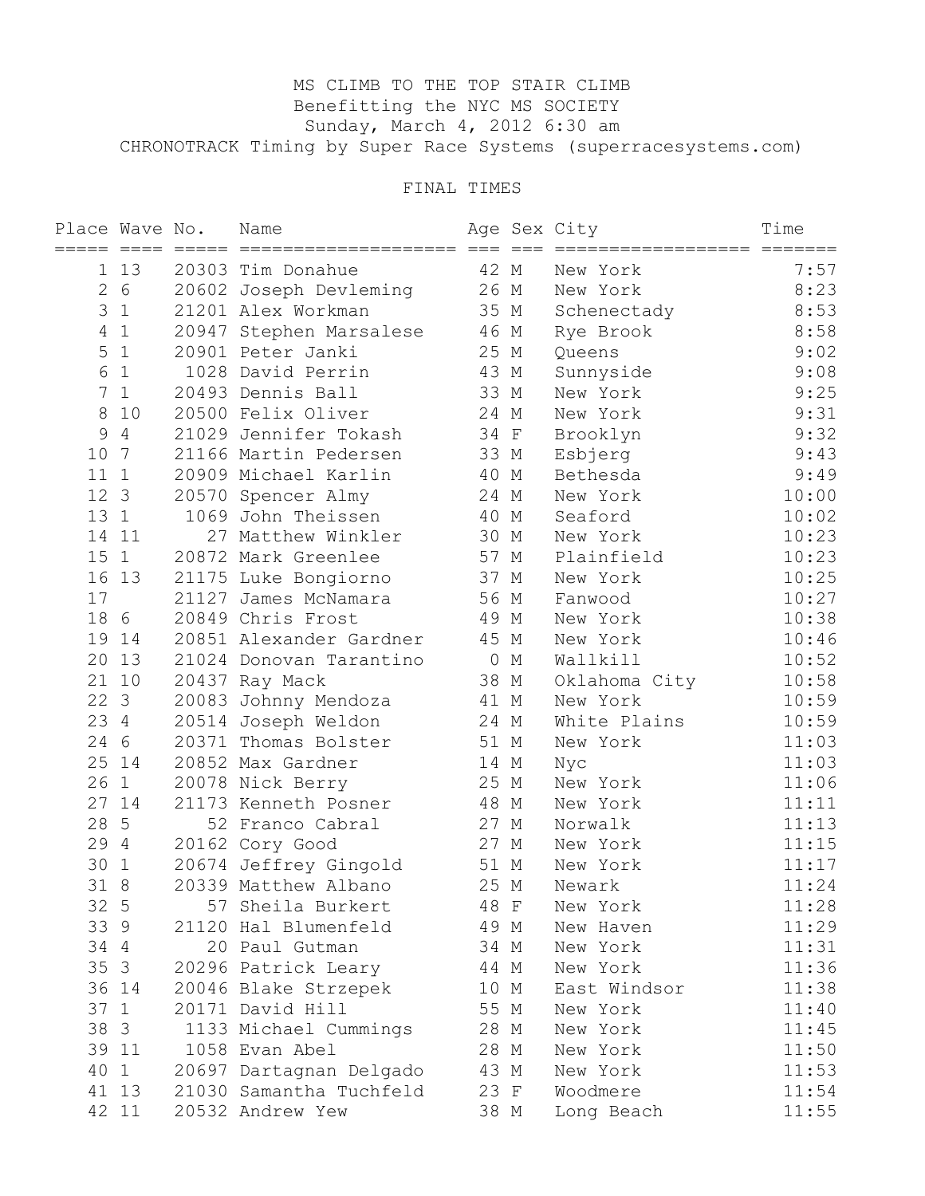# MS CLIMB TO THE TOP STAIR CLIMB

Benefitting the NYC MS SOCIETY
Sunday, March 4, 2012 6:30 am
CHRONOTRACK Timing by Super Race Systems (superracesystems.com)

## FINAL TIMES

| Place | Wave | No. | Name | Age | Sex | City | Time |
|---|---|---|---|---|---|---|---|
| 1 | 13 | 20303 | Tim Donahue | 42 | M | New York | 7:57 |
| 2 | 6 | 20602 | Joseph Devleming | 26 | M | New York | 8:23 |
| 3 | 1 | 21201 | Alex Workman | 35 | M | Schenectady | 8:53 |
| 4 | 1 | 20947 | Stephen Marsalese | 46 | M | Rye Brook | 8:58 |
| 5 | 1 | 20901 | Peter Janki | 25 | M | Queens | 9:02 |
| 6 | 1 | 1028 | David Perrin | 43 | M | Sunnyside | 9:08 |
| 7 | 1 | 20493 | Dennis Ball | 33 | M | New York | 9:25 |
| 8 | 10 | 20500 | Felix Oliver | 24 | M | New York | 9:31 |
| 9 | 4 | 21029 | Jennifer Tokash | 34 | F | Brooklyn | 9:32 |
| 10 | 7 | 21166 | Martin Pedersen | 33 | M | Esbjerg | 9:43 |
| 11 | 1 | 20909 | Michael Karlin | 40 | M | Bethesda | 9:49 |
| 12 | 3 | 20570 | Spencer Almy | 24 | M | New York | 10:00 |
| 13 | 1 | 1069 | John Theissen | 40 | M | Seaford | 10:02 |
| 14 | 11 | 27 | Matthew Winkler | 30 | M | New York | 10:23 |
| 15 | 1 | 20872 | Mark Greenlee | 57 | M | Plainfield | 10:23 |
| 16 | 13 | 21175 | Luke Bongiorno | 37 | M | New York | 10:25 |
| 17 | | 21127 | James McNamara | 56 | M | Fanwood | 10:27 |
| 18 | 6 | 20849 | Chris Frost | 49 | M | New York | 10:38 |
| 19 | 14 | 20851 | Alexander Gardner | 45 | M | New York | 10:46 |
| 20 | 13 | 21024 | Donovan Tarantino | 0 | M | Wallkill | 10:52 |
| 21 | 10 | 20437 | Ray Mack | 38 | M | Oklahoma City | 10:58 |
| 22 | 3 | 20083 | Johnny Mendoza | 41 | M | New York | 10:59 |
| 23 | 4 | 20514 | Joseph Weldon | 24 | M | White Plains | 10:59 |
| 24 | 6 | 20371 | Thomas Bolster | 51 | M | New York | 11:03 |
| 25 | 14 | 20852 | Max Gardner | 14 | M | Nyc | 11:03 |
| 26 | 1 | 20078 | Nick Berry | 25 | M | New York | 11:06 |
| 27 | 14 | 21173 | Kenneth Posner | 48 | M | New York | 11:11 |
| 28 | 5 | 52 | Franco Cabral | 27 | M | Norwalk | 11:13 |
| 29 | 4 | 20162 | Cory Good | 27 | M | New York | 11:15 |
| 30 | 1 | 20674 | Jeffrey Gingold | 51 | M | New York | 11:17 |
| 31 | 8 | 20339 | Matthew Albano | 25 | M | Newark | 11:24 |
| 32 | 5 | 57 | Sheila Burkert | 48 | F | New York | 11:28 |
| 33 | 9 | 21120 | Hal Blumenfeld | 49 | M | New Haven | 11:29 |
| 34 | 4 | 20 | Paul Gutman | 34 | M | New York | 11:31 |
| 35 | 3 | 20296 | Patrick Leary | 44 | M | New York | 11:36 |
| 36 | 14 | 20046 | Blake Strzepek | 10 | M | East Windsor | 11:38 |
| 37 | 1 | 20171 | David Hill | 55 | M | New York | 11:40 |
| 38 | 3 | 1133 | Michael Cummings | 28 | M | New York | 11:45 |
| 39 | 11 | 1058 | Evan Abel | 28 | M | New York | 11:50 |
| 40 | 1 | 20697 | Dartagnan Delgado | 43 | M | New York | 11:53 |
| 41 | 13 | 21030 | Samantha Tuchfeld | 23 | F | Woodmere | 11:54 |
| 42 | 11 | 20532 | Andrew Yew | 38 | M | Long Beach | 11:55 |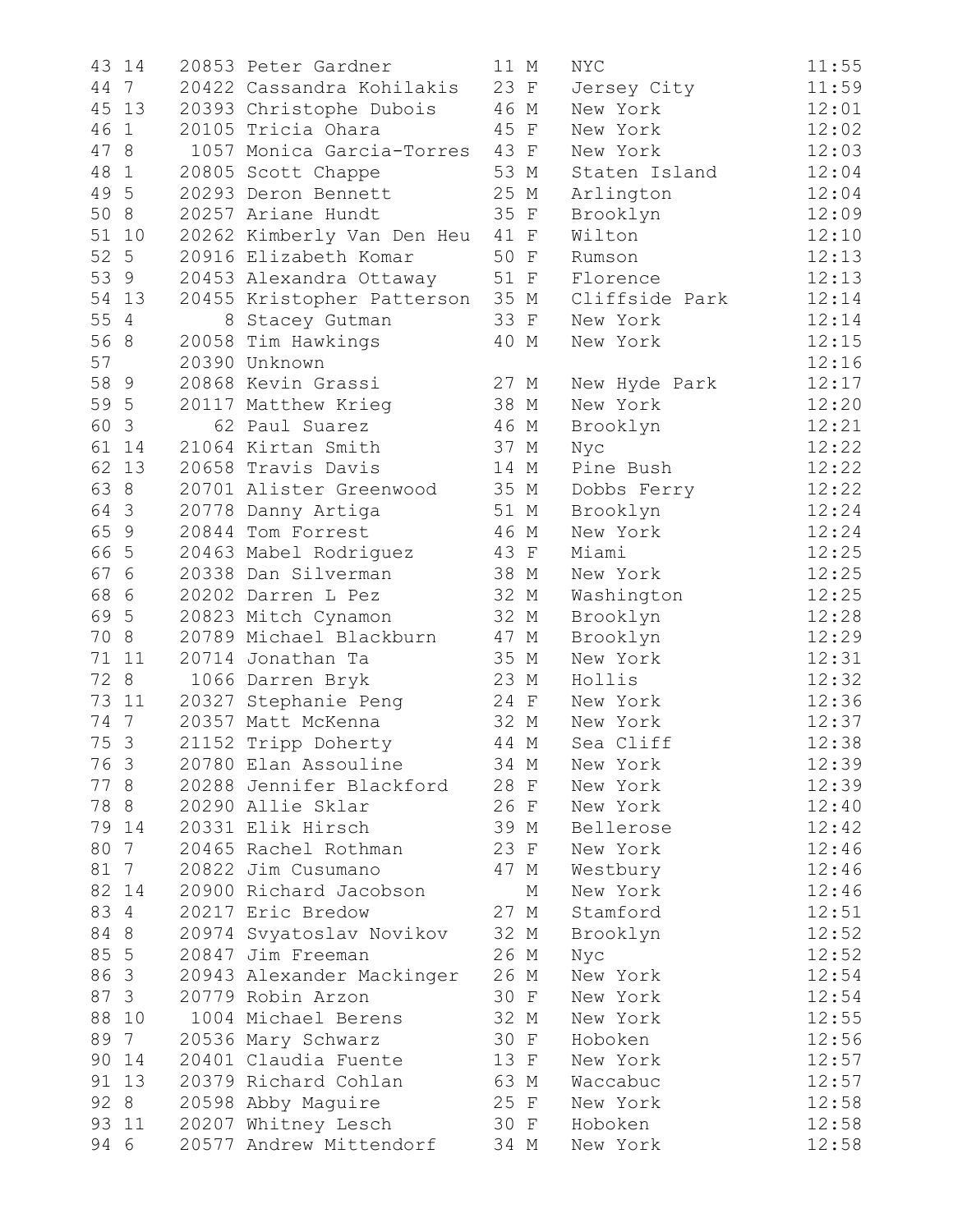| | | | | | | | |
|---|---|---|---|---|---|---|---|
| 43 | 14 | 20853 | Peter Gardner | 11 | M | NYC | 11:55 |
| 44 | 7 | 20422 | Cassandra Kohilakis | 23 | F | Jersey City | 11:59 |
| 45 | 13 | 20393 | Christophe Dubois | 46 | M | New York | 12:01 |
| 46 | 1 | 20105 | Tricia Ohara | 45 | F | New York | 12:02 |
| 47 | 8 | 1057 | Monica Garcia-Torres | 43 | F | New York | 12:03 |
| 48 | 1 | 20805 | Scott Chappe | 53 | M | Staten Island | 12:04 |
| 49 | 5 | 20293 | Deron Bennett | 25 | M | Arlington | 12:04 |
| 50 | 8 | 20257 | Ariane Hundt | 35 | F | Brooklyn | 12:09 |
| 51 | 10 | 20262 | Kimberly Van Den Heu | 41 | F | Wilton | 12:10 |
| 52 | 5 | 20916 | Elizabeth Komar | 50 | F | Rumson | 12:13 |
| 53 | 9 | 20453 | Alexandra Ottaway | 51 | F | Florence | 12:13 |
| 54 | 13 | 20455 | Kristopher Patterson | 35 | M | Cliffside Park | 12:14 |
| 55 | 4 | 8 | Stacey Gutman | 33 | F | New York | 12:14 |
| 56 | 8 | 20058 | Tim Hawkings | 40 | M | New York | 12:15 |
| 57 | | 20390 | Unknown | | | | 12:16 |
| 58 | 9 | 20868 | Kevin Grassi | 27 | M | New Hyde Park | 12:17 |
| 59 | 5 | 20117 | Matthew Krieg | 38 | M | New York | 12:20 |
| 60 | 3 | 62 | Paul Suarez | 46 | M | Brooklyn | 12:21 |
| 61 | 14 | 21064 | Kirtan Smith | 37 | M | Nyc | 12:22 |
| 62 | 13 | 20658 | Travis Davis | 14 | M | Pine Bush | 12:22 |
| 63 | 8 | 20701 | Alister Greenwood | 35 | M | Dobbs Ferry | 12:22 |
| 64 | 3 | 20778 | Danny Artiga | 51 | M | Brooklyn | 12:24 |
| 65 | 9 | 20844 | Tom Forrest | 46 | M | New York | 12:24 |
| 66 | 5 | 20463 | Mabel Rodriguez | 43 | F | Miami | 12:25 |
| 67 | 6 | 20338 | Dan Silverman | 38 | M | New York | 12:25 |
| 68 | 6 | 20202 | Darren L Pez | 32 | M | Washington | 12:25 |
| 69 | 5 | 20823 | Mitch Cynamon | 32 | M | Brooklyn | 12:28 |
| 70 | 8 | 20789 | Michael Blackburn | 47 | M | Brooklyn | 12:29 |
| 71 | 11 | 20714 | Jonathan Ta | 35 | M | New York | 12:31 |
| 72 | 8 | 1066 | Darren Bryk | 23 | M | Hollis | 12:32 |
| 73 | 11 | 20327 | Stephanie Peng | 24 | F | New York | 12:36 |
| 74 | 7 | 20357 | Matt McKenna | 32 | M | New York | 12:37 |
| 75 | 3 | 21152 | Tripp Doherty | 44 | M | Sea Cliff | 12:38 |
| 76 | 3 | 20780 | Elan Assouline | 34 | M | New York | 12:39 |
| 77 | 8 | 20288 | Jennifer Blackford | 28 | F | New York | 12:39 |
| 78 | 8 | 20290 | Allie Sklar | 26 | F | New York | 12:40 |
| 79 | 14 | 20331 | Elik Hirsch | 39 | M | Bellerose | 12:42 |
| 80 | 7 | 20465 | Rachel Rothman | 23 | F | New York | 12:46 |
| 81 | 7 | 20822 | Jim Cusumano | 47 | M | Westbury | 12:46 |
| 82 | 14 | 20900 | Richard Jacobson | | M | New York | 12:46 |
| 83 | 4 | 20217 | Eric Bredow | 27 | M | Stamford | 12:51 |
| 84 | 8 | 20974 | Svyatoslav Novikov | 32 | M | Brooklyn | 12:52 |
| 85 | 5 | 20847 | Jim Freeman | 26 | M | Nyc | 12:52 |
| 86 | 3 | 20943 | Alexander Mackinger | 26 | M | New York | 12:54 |
| 87 | 3 | 20779 | Robin Arzon | 30 | F | New York | 12:54 |
| 88 | 10 | 1004 | Michael Berens | 32 | M | New York | 12:55 |
| 89 | 7 | 20536 | Mary Schwarz | 30 | F | Hoboken | 12:56 |
| 90 | 14 | 20401 | Claudia Fuente | 13 | F | New York | 12:57 |
| 91 | 13 | 20379 | Richard Cohlan | 63 | M | Waccabuc | 12:57 |
| 92 | 8 | 20598 | Abby Maguire | 25 | F | New York | 12:58 |
| 93 | 11 | 20207 | Whitney Lesch | 30 | F | Hoboken | 12:58 |
| 94 | 6 | 20577 | Andrew Mittendorf | 34 | M | New York | 12:58 |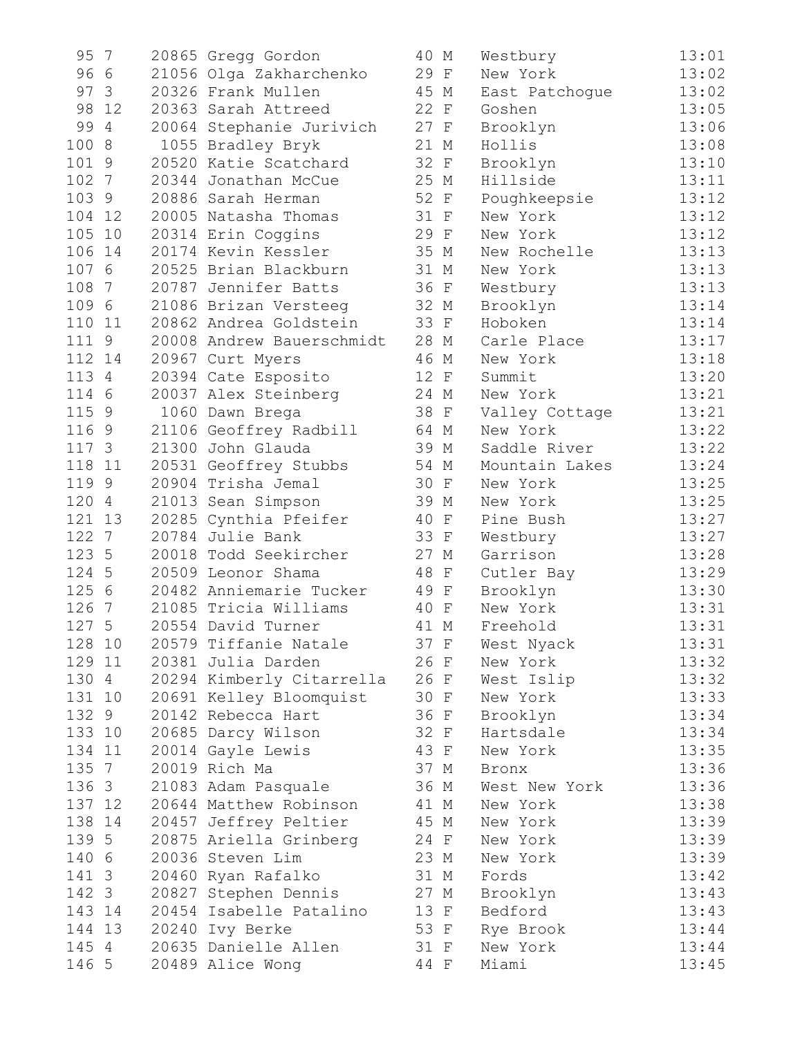| | | | | | | | |
|---|---|---|---|---|---|---|---|
| 95 | 7 | 20865 | Gregg Gordon | 40 | M | Westbury | 13:01 |
| 96 | 6 | 21056 | Olga Zakharchenko | 29 | F | New York | 13:02 |
| 97 | 3 | 20326 | Frank Mullen | 45 | M | East Patchogue | 13:02 |
| 98 | 12 | 20363 | Sarah Attreed | 22 | F | Goshen | 13:05 |
| 99 | 4 | 20064 | Stephanie Jurivich | 27 | F | Brooklyn | 13:06 |
| 100 | 8 | 1055 | Bradley Bryk | 21 | M | Hollis | 13:08 |
| 101 | 9 | 20520 | Katie Scatchard | 32 | F | Brooklyn | 13:10 |
| 102 | 7 | 20344 | Jonathan McCue | 25 | M | Hillside | 13:11 |
| 103 | 9 | 20886 | Sarah Herman | 52 | F | Poughkeepsie | 13:12 |
| 104 | 12 | 20005 | Natasha Thomas | 31 | F | New York | 13:12 |
| 105 | 10 | 20314 | Erin Coggins | 29 | F | New York | 13:12 |
| 106 | 14 | 20174 | Kevin Kessler | 35 | M | New Rochelle | 13:13 |
| 107 | 6 | 20525 | Brian Blackburn | 31 | M | New York | 13:13 |
| 108 | 7 | 20787 | Jennifer Batts | 36 | F | Westbury | 13:13 |
| 109 | 6 | 21086 | Brizan Versteeg | 32 | M | Brooklyn | 13:14 |
| 110 | 11 | 20862 | Andrea Goldstein | 33 | F | Hoboken | 13:14 |
| 111 | 9 | 20008 | Andrew Bauerschmidt | 28 | M | Carle Place | 13:17 |
| 112 | 14 | 20967 | Curt Myers | 46 | M | New York | 13:18 |
| 113 | 4 | 20394 | Cate Esposito | 12 | F | Summit | 13:20 |
| 114 | 6 | 20037 | Alex Steinberg | 24 | M | New York | 13:21 |
| 115 | 9 | 1060 | Dawn Brega | 38 | F | Valley Cottage | 13:21 |
| 116 | 9 | 21106 | Geoffrey Radbill | 64 | M | New York | 13:22 |
| 117 | 3 | 21300 | John Glauda | 39 | M | Saddle River | 13:22 |
| 118 | 11 | 20531 | Geoffrey Stubbs | 54 | M | Mountain Lakes | 13:24 |
| 119 | 9 | 20904 | Trisha Jemal | 30 | F | New York | 13:25 |
| 120 | 4 | 21013 | Sean Simpson | 39 | M | New York | 13:25 |
| 121 | 13 | 20285 | Cynthia Pfeifer | 40 | F | Pine Bush | 13:27 |
| 122 | 7 | 20784 | Julie Bank | 33 | F | Westbury | 13:27 |
| 123 | 5 | 20018 | Todd Seekircher | 27 | M | Garrison | 13:28 |
| 124 | 5 | 20509 | Leonor Shama | 48 | F | Cutler Bay | 13:29 |
| 125 | 6 | 20482 | Anniemarie Tucker | 49 | F | Brooklyn | 13:30 |
| 126 | 7 | 21085 | Tricia Williams | 40 | F | New York | 13:31 |
| 127 | 5 | 20554 | David Turner | 41 | M | Freehold | 13:31 |
| 128 | 10 | 20579 | Tiffanie Natale | 37 | F | West Nyack | 13:31 |
| 129 | 11 | 20381 | Julia Darden | 26 | F | New York | 13:32 |
| 130 | 4 | 20294 | Kimberly Citarrella | 26 | F | West Islip | 13:32 |
| 131 | 10 | 20691 | Kelley Bloomquist | 30 | F | New York | 13:33 |
| 132 | 9 | 20142 | Rebecca Hart | 36 | F | Brooklyn | 13:34 |
| 133 | 10 | 20685 | Darcy Wilson | 32 | F | Hartsdale | 13:34 |
| 134 | 11 | 20014 | Gayle Lewis | 43 | F | New York | 13:35 |
| 135 | 7 | 20019 | Rich Ma | 37 | M | Bronx | 13:36 |
| 136 | 3 | 21083 | Adam Pasquale | 36 | M | West New York | 13:36 |
| 137 | 12 | 20644 | Matthew Robinson | 41 | M | New York | 13:38 |
| 138 | 14 | 20457 | Jeffrey Peltier | 45 | M | New York | 13:39 |
| 139 | 5 | 20875 | Ariella Grinberg | 24 | F | New York | 13:39 |
| 140 | 6 | 20036 | Steven Lim | 23 | M | New York | 13:39 |
| 141 | 3 | 20460 | Ryan Rafalko | 31 | M | Fords | 13:42 |
| 142 | 3 | 20827 | Stephen Dennis | 27 | M | Brooklyn | 13:43 |
| 143 | 14 | 20454 | Isabelle Patalino | 13 | F | Bedford | 13:43 |
| 144 | 13 | 20240 | Ivy Berke | 53 | F | Rye Brook | 13:44 |
| 145 | 4 | 20635 | Danielle Allen | 31 | F | New York | 13:44 |
| 146 | 5 | 20489 | Alice Wong | 44 | F | Miami | 13:45 |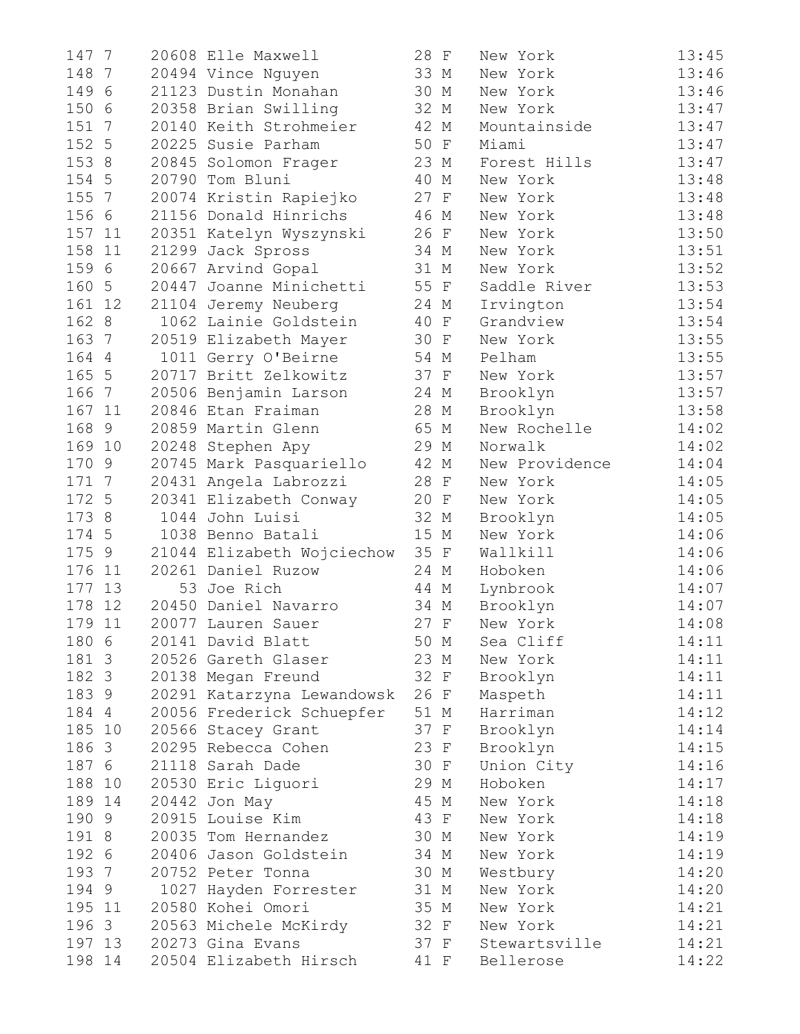| | | | | | | | |
|---|---|---|---|---|---|---|---|
| 147 | 7 | 20608 | Elle Maxwell | 28 | F | New York | 13:45 |
| 148 | 7 | 20494 | Vince Nguyen | 33 | M | New York | 13:46 |
| 149 | 6 | 21123 | Dustin Monahan | 30 | M | New York | 13:46 |
| 150 | 6 | 20358 | Brian Swilling | 32 | M | New York | 13:47 |
| 151 | 7 | 20140 | Keith Strohmeier | 42 | M | Mountainside | 13:47 |
| 152 | 5 | 20225 | Susie Parham | 50 | F | Miami | 13:47 |
| 153 | 8 | 20845 | Solomon Frager | 23 | M | Forest Hills | 13:47 |
| 154 | 5 | 20790 | Tom Bluni | 40 | M | New York | 13:48 |
| 155 | 7 | 20074 | Kristin Rapiejko | 27 | F | New York | 13:48 |
| 156 | 6 | 21156 | Donald Hinrichs | 46 | M | New York | 13:48 |
| 157 | 11 | 20351 | Katelyn Wyszynski | 26 | F | New York | 13:50 |
| 158 | 11 | 21299 | Jack Spross | 34 | M | New York | 13:51 |
| 159 | 6 | 20667 | Arvind Gopal | 31 | M | New York | 13:52 |
| 160 | 5 | 20447 | Joanne Minichetti | 55 | F | Saddle River | 13:53 |
| 161 | 12 | 21104 | Jeremy Neuberg | 24 | M | Irvington | 13:54 |
| 162 | 8 | 1062 | Lainie Goldstein | 40 | F | Grandview | 13:54 |
| 163 | 7 | 20519 | Elizabeth Mayer | 30 | F | New York | 13:55 |
| 164 | 4 | 1011 | Gerry O'Beirne | 54 | M | Pelham | 13:55 |
| 165 | 5 | 20717 | Britt Zelkowitz | 37 | F | New York | 13:57 |
| 166 | 7 | 20506 | Benjamin Larson | 24 | M | Brooklyn | 13:57 |
| 167 | 11 | 20846 | Etan Fraiman | 28 | M | Brooklyn | 13:58 |
| 168 | 9 | 20859 | Martin Glenn | 65 | M | New Rochelle | 14:02 |
| 169 | 10 | 20248 | Stephen Apy | 29 | M | Norwalk | 14:02 |
| 170 | 9 | 20745 | Mark Pasquariello | 42 | M | New Providence | 14:04 |
| 171 | 7 | 20431 | Angela Labrozzi | 28 | F | New York | 14:05 |
| 172 | 5 | 20341 | Elizabeth Conway | 20 | F | New York | 14:05 |
| 173 | 8 | 1044 | John Luisi | 32 | M | Brooklyn | 14:05 |
| 174 | 5 | 1038 | Benno Batali | 15 | M | New York | 14:06 |
| 175 | 9 | 21044 | Elizabeth Wojciechow | 35 | F | Wallkill | 14:06 |
| 176 | 11 | 20261 | Daniel Ruzow | 24 | M | Hoboken | 14:06 |
| 177 | 13 | 53 | Joe Rich | 44 | M | Lynbrook | 14:07 |
| 178 | 12 | 20450 | Daniel Navarro | 34 | M | Brooklyn | 14:07 |
| 179 | 11 | 20077 | Lauren Sauer | 27 | F | New York | 14:08 |
| 180 | 6 | 20141 | David Blatt | 50 | M | Sea Cliff | 14:11 |
| 181 | 3 | 20526 | Gareth Glaser | 23 | M | New York | 14:11 |
| 182 | 3 | 20138 | Megan Freund | 32 | F | Brooklyn | 14:11 |
| 183 | 9 | 20291 | Katarzyna Lewandowsk | 26 | F | Maspeth | 14:11 |
| 184 | 4 | 20056 | Frederick Schuepfer | 51 | M | Harriman | 14:12 |
| 185 | 10 | 20566 | Stacey Grant | 37 | F | Brooklyn | 14:14 |
| 186 | 3 | 20295 | Rebecca Cohen | 23 | F | Brooklyn | 14:15 |
| 187 | 6 | 21118 | Sarah Dade | 30 | F | Union City | 14:16 |
| 188 | 10 | 20530 | Eric Liguori | 29 | M | Hoboken | 14:17 |
| 189 | 14 | 20442 | Jon May | 45 | M | New York | 14:18 |
| 190 | 9 | 20915 | Louise Kim | 43 | F | New York | 14:18 |
| 191 | 8 | 20035 | Tom Hernandez | 30 | M | New York | 14:19 |
| 192 | 6 | 20406 | Jason Goldstein | 34 | M | New York | 14:19 |
| 193 | 7 | 20752 | Peter Tonna | 30 | M | Westbury | 14:20 |
| 194 | 9 | 1027 | Hayden Forrester | 31 | M | New York | 14:20 |
| 195 | 11 | 20580 | Kohei Omori | 35 | M | New York | 14:21 |
| 196 | 3 | 20563 | Michele McKirdy | 32 | F | New York | 14:21 |
| 197 | 13 | 20273 | Gina Evans | 37 | F | Stewartsville | 14:21 |
| 198 | 14 | 20504 | Elizabeth Hirsch | 41 | F | Bellerose | 14:22 |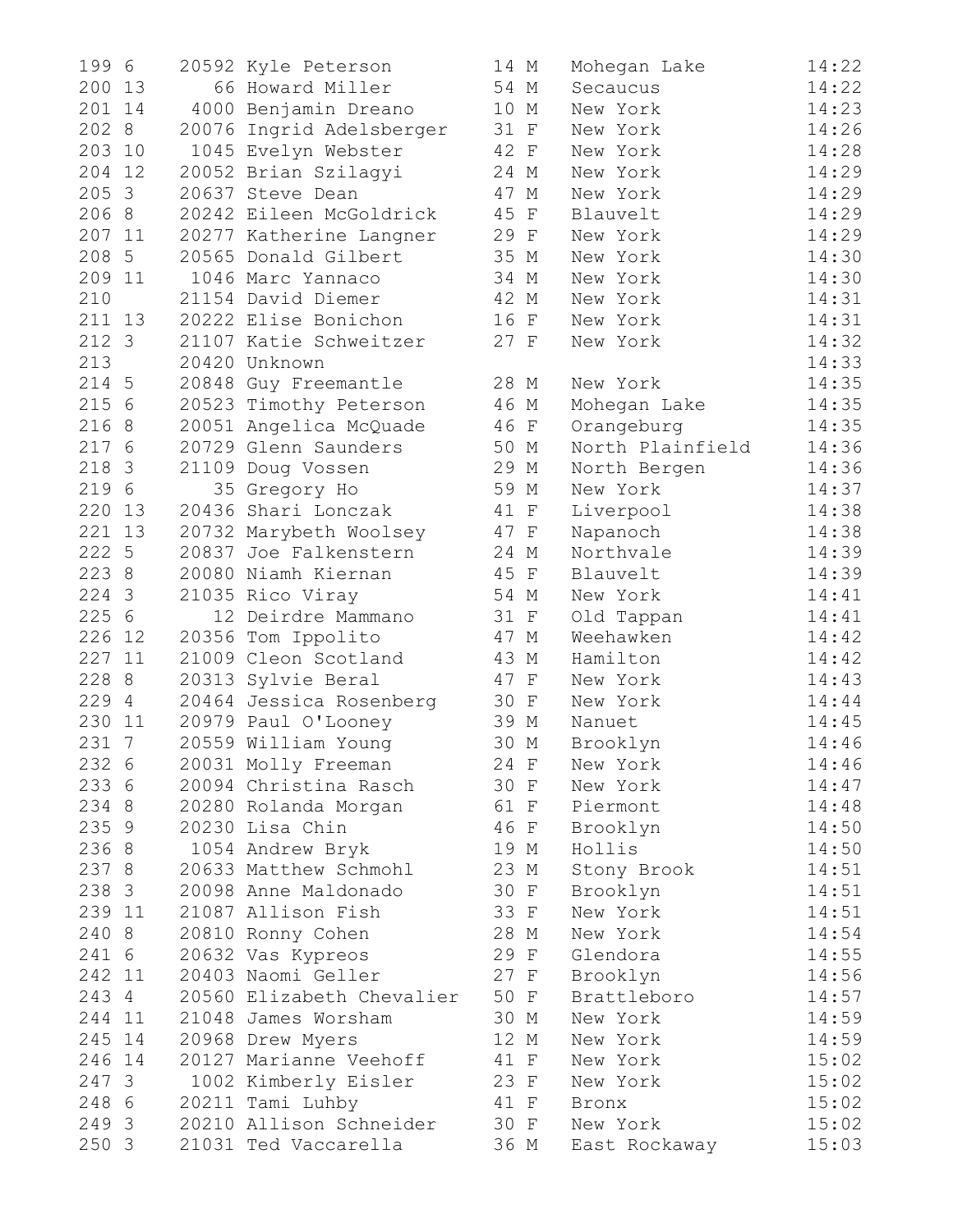```
199 6    20592 Kyle Peterson          14 M   Mohegan Lake         14:22
200 13      66 Howard Miller          54 M   Secaucus             14:22
201 14    4000 Benjamin Dreano        10 M   New York             14:23
202 8    20076 Ingrid Adelsberger     31 F   New York             14:26
203 10    1045 Evelyn Webster         42 F   New York             14:28
204 12   20052 Brian Szilagyi         24 M   New York             14:29
205 3    20637 Steve Dean             47 M   New York             14:29
206 8    20242 Eileen McGoldrick      45 F   Blauvelt             14:29
207 11   20277 Katherine Langner      29 F   New York             14:29
208 5    20565 Donald Gilbert         35 M   New York             14:30
209 11    1046 Marc Yannaco           34 M   New York             14:30
210      21154 David Diemer           42 M   New York             14:31
211 13   20222 Elise Bonichon         16 F   New York             14:31
212 3    21107 Katie Schweitzer       27 F   New York             14:32
213      20420 Unknown                                            14:33
214 5    20848 Guy Freemantle         28 M   New York             14:35
215 6    20523 Timothy Peterson       46 M   Mohegan Lake         14:35
216 8    20051 Angelica McQuade       46 F   Orangeburg           14:35
217 6    20729 Glenn Saunders         50 M   North Plainfield     14:36
218 3    21109 Doug Vossen            29 M   North Bergen         14:36
219 6       35 Gregory Ho             59 M   New York             14:37
220 13   20436 Shari Lonczak          41 F   Liverpool            14:38
221 13   20732 Marybeth Woolsey       47 F   Napanoch             14:38
222 5    20837 Joe Falkenstern        24 M   Northvale            14:39
223 8    20080 Niamh Kiernan          45 F   Blauvelt             14:39
224 3    21035 Rico Viray             54 M   New York             14:41
225 6       12 Deirdre Mammano        31 F   Old Tappan           14:41
226 12   20356 Tom Ippolito           47 M   Weehawken            14:42
227 11   21009 Cleon Scotland         43 M   Hamilton             14:42
228 8    20313 Sylvie Beral           47 F   New York             14:43
229 4    20464 Jessica Rosenberg      30 F   New York             14:44
230 11   20979 Paul O'Looney          39 M   Nanuet               14:45
231 7    20559 William Young          30 M   Brooklyn             14:46
232 6    20031 Molly Freeman          24 F   New York             14:46
233 6    20094 Christina Rasch        30 F   New York             14:47
234 8    20280 Rolanda Morgan         61 F   Piermont             14:48
235 9    20230 Lisa Chin              46 F   Brooklyn             14:50
236 8     1054 Andrew Bryk            19 M   Hollis               14:50
237 8    20633 Matthew Schmohl        23 M   Stony Brook          14:51
238 3    20098 Anne Maldonado         30 F   Brooklyn             14:51
239 11   21087 Allison Fish           33 F   New York             14:51
240 8    20810 Ronny Cohen            28 M   New York             14:54
241 6    20632 Vas Kypreos            29 F   Glendora             14:55
242 11   20403 Naomi Geller           27 F   Brooklyn             14:56
243 4    20560 Elizabeth Chevalier    50 F   Brattleboro          14:57
244 11   21048 James Worsham          30 M   New York             14:59
245 14   20968 Drew Myers             12 M   New York             14:59
246 14   20127 Marianne Veehoff       41 F   New York             15:02
247 3     1002 Kimberly Eisler        23 F   New York             15:02
248 6    20211 Tami Luhby             41 F   Bronx                15:02
249 3    20210 Allison Schneider      30 F   New York             15:02
250 3    21031 Ted Vaccarella         36 M   East Rockaway        15:03
```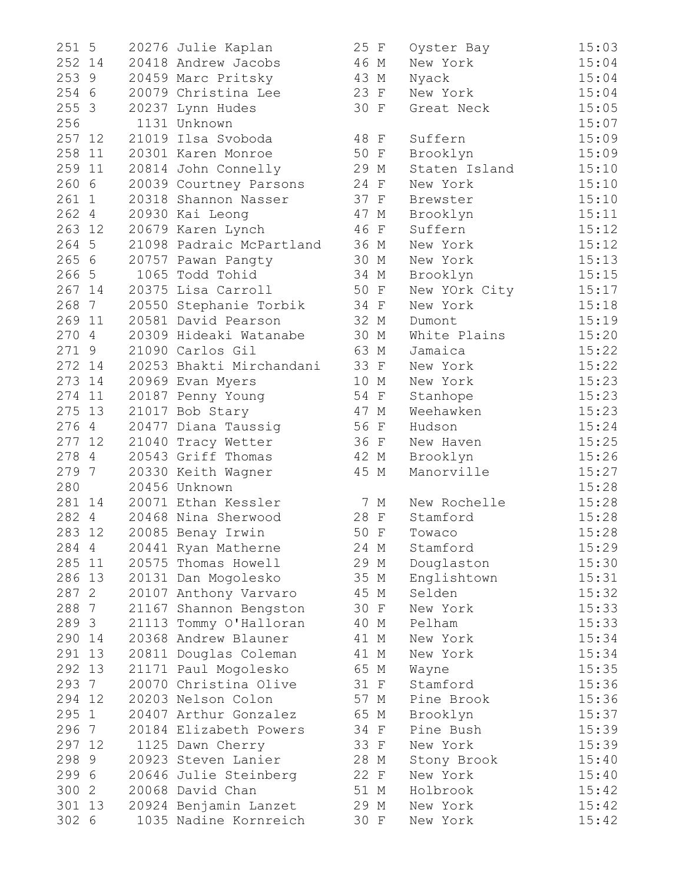```
251 5    20276 Julie Kaplan           25 F   Oyster Bay          15:03
252 14   20418 Andrew Jacobs          46 M   New York            15:04
253 9    20459 Marc Pritsky           43 M   Nyack               15:04
254 6    20079 Christina Lee          23 F   New York            15:04
255 3    20237 Lynn Hudes             30 F   Great Neck          15:05
256       1131 Unknown                                           15:07
257 12   21019 Ilsa Svoboda           48 F   Suffern             15:09
258 11   20301 Karen Monroe           50 F   Brooklyn            15:09
259 11   20814 John Connelly          29 M   Staten Island       15:10
260 6    20039 Courtney Parsons       24 F   New York            15:10
261 1    20318 Shannon Nasser         37 F   Brewster            15:10
262 4    20930 Kai Leong              47 M   Brooklyn            15:11
263 12   20679 Karen Lynch            46 F   Suffern             15:12
264 5    21098 Padraic McPartland     36 M   New York            15:12
265 6    20757 Pawan Pangty           30 M   New York            15:13
266 5     1065 Todd Tohid             34 M   Brooklyn            15:15
267 14   20375 Lisa Carroll           50 F   New YOrk City       15:17
268 7    20550 Stephanie Torbik       34 F   New York            15:18
269 11   20581 David Pearson          32 M   Dumont              15:19
270 4    20309 Hideaki Watanabe       30 M   White Plains        15:20
271 9    21090 Carlos Gil             63 M   Jamaica             15:22
272 14   20253 Bhakti Mirchandani     33 F   New York            15:22
273 14   20969 Evan Myers             10 M   New York            15:23
274 11   20187 Penny Young            54 F   Stanhope            15:23
275 13   21017 Bob Stary              47 M   Weehawken           15:23
276 4    20477 Diana Taussig          56 F   Hudson              15:24
277 12   21040 Tracy Wetter           36 F   New Haven           15:25
278 4    20543 Griff Thomas           42 M   Brooklyn            15:26
279 7    20330 Keith Wagner           45 M   Manorville          15:27
280      20456 Unknown                                           15:28
281 14   20071 Ethan Kessler           7 M   New Rochelle        15:28
282 4    20468 Nina Sherwood          28 F   Stamford            15:28
283 12   20085 Benay Irwin            50 F   Towaco              15:28
284 4    20441 Ryan Matherne          24 M   Stamford            15:29
285 11   20575 Thomas Howell          29 M   Douglaston          15:30
286 13   20131 Dan Mogolesko          35 M   Englishtown         15:31
287 2    20107 Anthony Varvaro        45 M   Selden              15:32
288 7    21167 Shannon Bengston       30 F   New York            15:33
289 3    21113 Tommy O'Halloran       40 M   Pelham              15:33
290 14   20368 Andrew Blauner         41 M   New York            15:34
291 13   20811 Douglas Coleman        41 M   New York            15:34
292 13   21171 Paul Mogolesko         65 M   Wayne               15:35
293 7    20070 Christina Olive        31 F   Stamford            15:36
294 12   20203 Nelson Colon           57 M   Pine Brook          15:36
295 1    20407 Arthur Gonzalez        65 M   Brooklyn            15:37
296 7    20184 Elizabeth Powers       34 F   Pine Bush           15:39
297 12    1125 Dawn Cherry            33 F   New York            15:39
298 9    20923 Steven Lanier          28 M   Stony Brook         15:40
299 6    20646 Julie Steinberg        22 F   New York            15:40
300 2    20068 David Chan             51 M   Holbrook            15:42
301 13   20924 Benjamin Lanzet        29 M   New York            15:42
302 6     1035 Nadine Kornreich       30 F   New York            15:42
```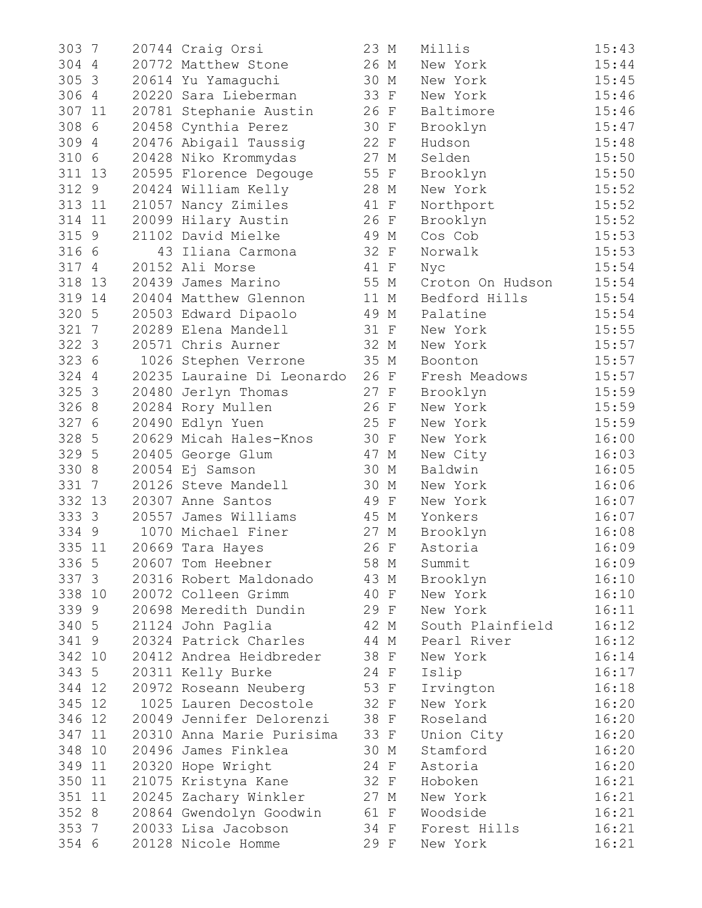| | | | | | | | |
|---|---|---|---|---|---|---|---|
| 303 | 7 | 20744 | Craig Orsi | 23 | M | Millis | 15:43 |
| 304 | 4 | 20772 | Matthew Stone | 26 | M | New York | 15:44 |
| 305 | 3 | 20614 | Yu Yamaguchi | 30 | M | New York | 15:45 |
| 306 | 4 | 20220 | Sara Lieberman | 33 | F | New York | 15:46 |
| 307 | 11 | 20781 | Stephanie Austin | 26 | F | Baltimore | 15:46 |
| 308 | 6 | 20458 | Cynthia Perez | 30 | F | Brooklyn | 15:47 |
| 309 | 4 | 20476 | Abigail Taussig | 22 | F | Hudson | 15:48 |
| 310 | 6 | 20428 | Niko Krommydas | 27 | M | Selden | 15:50 |
| 311 | 13 | 20595 | Florence Degouge | 55 | F | Brooklyn | 15:50 |
| 312 | 9 | 20424 | William Kelly | 28 | M | New York | 15:52 |
| 313 | 11 | 21057 | Nancy Zimiles | 41 | F | Northport | 15:52 |
| 314 | 11 | 20099 | Hilary Austin | 26 | F | Brooklyn | 15:52 |
| 315 | 9 | 21102 | David Mielke | 49 | M | Cos Cob | 15:53 |
| 316 | 6 | 43 | Iliana Carmona | 32 | F | Norwalk | 15:53 |
| 317 | 4 | 20152 | Ali Morse | 41 | F | Nyc | 15:54 |
| 318 | 13 | 20439 | James Marino | 55 | M | Croton On Hudson | 15:54 |
| 319 | 14 | 20404 | Matthew Glennon | 11 | M | Bedford Hills | 15:54 |
| 320 | 5 | 20503 | Edward Dipaolo | 49 | M | Palatine | 15:54 |
| 321 | 7 | 20289 | Elena Mandell | 31 | F | New York | 15:55 |
| 322 | 3 | 20571 | Chris Aurner | 32 | M | New York | 15:57 |
| 323 | 6 | 1026 | Stephen Verrone | 35 | M | Boonton | 15:57 |
| 324 | 4 | 20235 | Lauraine Di Leonardo | 26 | F | Fresh Meadows | 15:57 |
| 325 | 3 | 20480 | Jerlyn Thomas | 27 | F | Brooklyn | 15:59 |
| 326 | 8 | 20284 | Rory Mullen | 26 | F | New York | 15:59 |
| 327 | 6 | 20490 | Edlyn Yuen | 25 | F | New York | 15:59 |
| 328 | 5 | 20629 | Micah Hales-Knos | 30 | F | New York | 16:00 |
| 329 | 5 | 20405 | George Glum | 47 | M | New City | 16:03 |
| 330 | 8 | 20054 | Ej Samson | 30 | M | Baldwin | 16:05 |
| 331 | 7 | 20126 | Steve Mandell | 30 | M | New York | 16:06 |
| 332 | 13 | 20307 | Anne Santos | 49 | F | New York | 16:07 |
| 333 | 3 | 20557 | James Williams | 45 | M | Yonkers | 16:07 |
| 334 | 9 | 1070 | Michael Finer | 27 | M | Brooklyn | 16:08 |
| 335 | 11 | 20669 | Tara Hayes | 26 | F | Astoria | 16:09 |
| 336 | 5 | 20607 | Tom Heebner | 58 | M | Summit | 16:09 |
| 337 | 3 | 20316 | Robert Maldonado | 43 | M | Brooklyn | 16:10 |
| 338 | 10 | 20072 | Colleen Grimm | 40 | F | New York | 16:10 |
| 339 | 9 | 20698 | Meredith Dundin | 29 | F | New York | 16:11 |
| 340 | 5 | 21124 | John Paglia | 42 | M | South Plainfield | 16:12 |
| 341 | 9 | 20324 | Patrick Charles | 44 | M | Pearl River | 16:12 |
| 342 | 10 | 20412 | Andrea Heidbreder | 38 | F | New York | 16:14 |
| 343 | 5 | 20311 | Kelly Burke | 24 | F | Islip | 16:17 |
| 344 | 12 | 20972 | Roseann Neuberg | 53 | F | Irvington | 16:18 |
| 345 | 12 | 1025 | Lauren Decostole | 32 | F | New York | 16:20 |
| 346 | 12 | 20049 | Jennifer Delorenzi | 38 | F | Roseland | 16:20 |
| 347 | 11 | 20310 | Anna Marie Purisima | 33 | F | Union City | 16:20 |
| 348 | 10 | 20496 | James Finklea | 30 | M | Stamford | 16:20 |
| 349 | 11 | 20320 | Hope Wright | 24 | F | Astoria | 16:20 |
| 350 | 11 | 21075 | Kristyna Kane | 32 | F | Hoboken | 16:21 |
| 351 | 11 | 20245 | Zachary Winkler | 27 | M | New York | 16:21 |
| 352 | 8 | 20864 | Gwendolyn Goodwin | 61 | F | Woodside | 16:21 |
| 353 | 7 | 20033 | Lisa Jacobson | 34 | F | Forest Hills | 16:21 |
| 354 | 6 | 20128 | Nicole Homme | 29 | F | New York | 16:21 |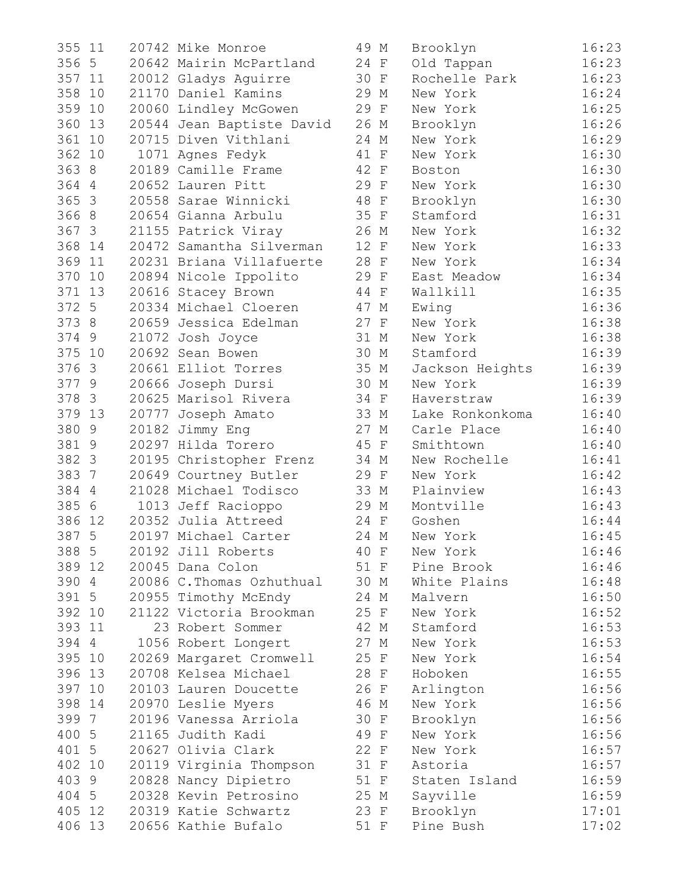```
355 11   20742 Mike Monroe            49 M   Brooklyn           16:23
356 5    20642 Mairin McPartland      24 F   Old Tappan         16:23
357 11   20012 Gladys Aguirre         30 F   Rochelle Park      16:23
358 10   21170 Daniel Kamins          29 M   New York           16:24
359 10   20060 Lindley McGowen        29 F   New York           16:25
360 13   20544 Jean Baptiste David    26 M   Brooklyn           16:26
361 10   20715 Diven Vithlani         24 M   New York           16:29
362 10    1071 Agnes Fedyk            41 F   New York           16:30
363 8    20189 Camille Frame          42 F   Boston             16:30
364 4    20652 Lauren Pitt            29 F   New York           16:30
365 3    20558 Sarae Winnicki         48 F   Brooklyn           16:30
366 8    20654 Gianna Arbulu          35 F   Stamford           16:31
367 3    21155 Patrick Viray          26 M   New York           16:32
368 14   20472 Samantha Silverman     12 F   New York           16:33
369 11   20231 Briana Villafuerte     28 F   New York           16:34
370 10   20894 Nicole Ippolito        29 F   East Meadow        16:34
371 13   20616 Stacey Brown           44 F   Wallkill           16:35
372 5    20334 Michael Cloeren        47 M   Ewing              16:36
373 8    20659 Jessica Edelman        27 F   New York           16:38
374 9    21072 Josh Joyce             31 M   New York           16:38
375 10   20692 Sean Bowen             30 M   Stamford           16:39
376 3    20661 Elliot Torres          35 M   Jackson Heights    16:39
377 9    20666 Joseph Dursi           30 M   New York           16:39
378 3    20625 Marisol Rivera         34 F   Haverstraw         16:39
379 13   20777 Joseph Amato           33 M   Lake Ronkonkoma    16:40
380 9    20182 Jimmy Eng              27 M   Carle Place        16:40
381 9    20297 Hilda Torero           45 F   Smithtown          16:40
382 3    20195 Christopher Frenz      34 M   New Rochelle       16:41
383 7    20649 Courtney Butler        29 F   New York           16:42
384 4    21028 Michael Todisco        33 M   Plainview          16:43
385 6     1013 Jeff Racioppo          29 M   Montville          16:43
386 12   20352 Julia Attreed          24 F   Goshen             16:44
387 5    20197 Michael Carter         24 M   New York           16:45
388 5    20192 Jill Roberts           40 F   New York           16:46
389 12   20045 Dana Colon             51 F   Pine Brook         16:46
390 4    20086 C.Thomas Ozhuthual     30 M   White Plains       16:48
391 5    20955 Timothy McEndy         24 M   Malvern            16:50
392 10   21122 Victoria Brookman      25 F   New York           16:52
393 11      23 Robert Sommer          42 M   Stamford           16:53
394 4     1056 Robert Longert         27 M   New York           16:53
395 10   20269 Margaret Cromwell      25 F   New York           16:54
396 13   20708 Kelsea Michael         28 F   Hoboken            16:55
397 10   20103 Lauren Doucette        26 F   Arlington          16:56
398 14   20970 Leslie Myers           46 M   New York           16:56
399 7    20196 Vanessa Arriola        30 F   Brooklyn           16:56
400 5    21165 Judith Kadi            49 F   New York           16:56
401 5    20627 Olivia Clark           22 F   New York           16:57
402 10   20119 Virginia Thompson      31 F   Astoria            16:57
403 9    20828 Nancy Dipietro         51 F   Staten Island      16:59
404 5    20328 Kevin Petrosino        25 M   Sayville           16:59
405 12   20319 Katie Schwartz         23 F   Brooklyn           17:01
406 13   20656 Kathie Bufalo          51 F   Pine Bush          17:02
```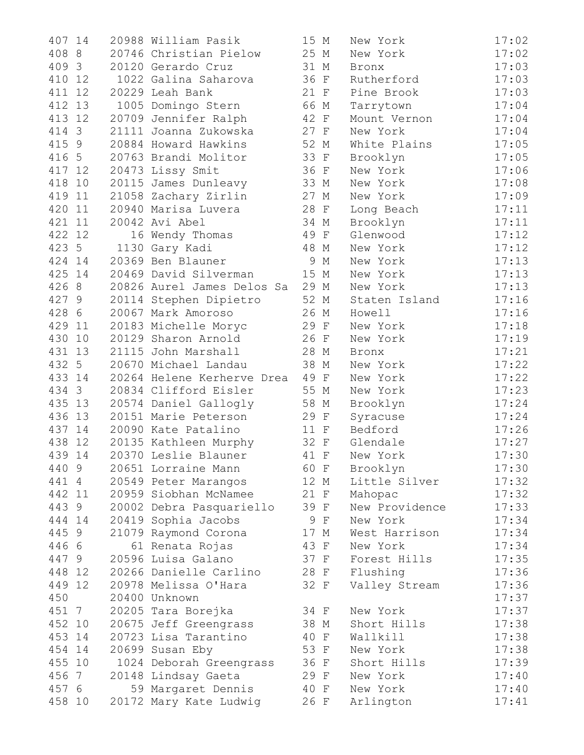| | | | | | | | |
|---|---|---|---|---|---|---|---|
| 407 | 14 | 20988 | William Pasik | 15 | M | New York | 17:02 |
| 408 | 8 | 20746 | Christian Pielow | 25 | M | New York | 17:02 |
| 409 | 3 | 20120 | Gerardo Cruz | 31 | M | Bronx | 17:03 |
| 410 | 12 | 1022 | Galina Saharova | 36 | F | Rutherford | 17:03 |
| 411 | 12 | 20229 | Leah Bank | 21 | F | Pine Brook | 17:03 |
| 412 | 13 | 1005 | Domingo Stern | 66 | M | Tarrytown | 17:04 |
| 413 | 12 | 20709 | Jennifer Ralph | 42 | F | Mount Vernon | 17:04 |
| 414 | 3 | 21111 | Joanna Zukowska | 27 | F | New York | 17:04 |
| 415 | 9 | 20884 | Howard Hawkins | 52 | M | White Plains | 17:05 |
| 416 | 5 | 20763 | Brandi Molitor | 33 | F | Brooklyn | 17:05 |
| 417 | 12 | 20473 | Lissy Smit | 36 | F | New York | 17:06 |
| 418 | 10 | 20115 | James Dunleavy | 33 | M | New York | 17:08 |
| 419 | 11 | 21058 | Zachary Zirlin | 27 | M | New York | 17:09 |
| 420 | 11 | 20940 | Marisa Luvera | 28 | F | Long Beach | 17:11 |
| 421 | 11 | 20042 | Avi Abel | 34 | M | Brooklyn | 17:11 |
| 422 | 12 | 16 | Wendy Thomas | 49 | F | Glenwood | 17:12 |
| 423 | 5 | 1130 | Gary Kadi | 48 | M | New York | 17:12 |
| 424 | 14 | 20369 | Ben Blauner | 9 | M | New York | 17:13 |
| 425 | 14 | 20469 | David Silverman | 15 | M | New York | 17:13 |
| 426 | 8 | 20826 | Aurel James Delos Sa | 29 | M | New York | 17:13 |
| 427 | 9 | 20114 | Stephen Dipietro | 52 | M | Staten Island | 17:16 |
| 428 | 6 | 20067 | Mark Amoroso | 26 | M | Howell | 17:16 |
| 429 | 11 | 20183 | Michelle Moryc | 29 | F | New York | 17:18 |
| 430 | 10 | 20129 | Sharon Arnold | 26 | F | New York | 17:19 |
| 431 | 13 | 21115 | John Marshall | 28 | M | Bronx | 17:21 |
| 432 | 5 | 20670 | Michael Landau | 38 | M | New York | 17:22 |
| 433 | 14 | 20264 | Helene Kerherve Drea | 49 | F | New York | 17:22 |
| 434 | 3 | 20834 | Clifford Eisler | 55 | M | New York | 17:23 |
| 435 | 13 | 20574 | Daniel Gallogly | 58 | M | Brooklyn | 17:24 |
| 436 | 13 | 20151 | Marie Peterson | 29 | F | Syracuse | 17:24 |
| 437 | 14 | 20090 | Kate Patalino | 11 | F | Bedford | 17:26 |
| 438 | 12 | 20135 | Kathleen Murphy | 32 | F | Glendale | 17:27 |
| 439 | 14 | 20370 | Leslie Blauner | 41 | F | New York | 17:30 |
| 440 | 9 | 20651 | Lorraine Mann | 60 | F | Brooklyn | 17:30 |
| 441 | 4 | 20549 | Peter Marangos | 12 | M | Little Silver | 17:32 |
| 442 | 11 | 20959 | Siobhan McNamee | 21 | F | Mahopac | 17:32 |
| 443 | 9 | 20002 | Debra Pasquariello | 39 | F | New Providence | 17:33 |
| 444 | 14 | 20419 | Sophia Jacobs | 9 | F | New York | 17:34 |
| 445 | 9 | 21079 | Raymond Corona | 17 | M | West Harrison | 17:34 |
| 446 | 6 | 61 | Renata Rojas | 43 | F | New York | 17:34 |
| 447 | 9 | 20596 | Luisa Galano | 37 | F | Forest Hills | 17:35 |
| 448 | 12 | 20266 | Danielle Carlino | 28 | F | Flushing | 17:36 |
| 449 | 12 | 20978 | Melissa O'Hara | 32 | F | Valley Stream | 17:36 |
| 450 | | 20400 | Unknown | | | | 17:37 |
| 451 | 7 | 20205 | Tara Borejka | 34 | F | New York | 17:37 |
| 452 | 10 | 20675 | Jeff Greengrass | 38 | M | Short Hills | 17:38 |
| 453 | 14 | 20723 | Lisa Tarantino | 40 | F | Wallkill | 17:38 |
| 454 | 14 | 20699 | Susan Eby | 53 | F | New York | 17:38 |
| 455 | 10 | 1024 | Deborah Greengrass | 36 | F | Short Hills | 17:39 |
| 456 | 7 | 20148 | Lindsay Gaeta | 29 | F | New York | 17:40 |
| 457 | 6 | 59 | Margaret Dennis | 40 | F | New York | 17:40 |
| 458 | 10 | 20172 | Mary Kate Ludwig | 26 | F | Arlington | 17:41 |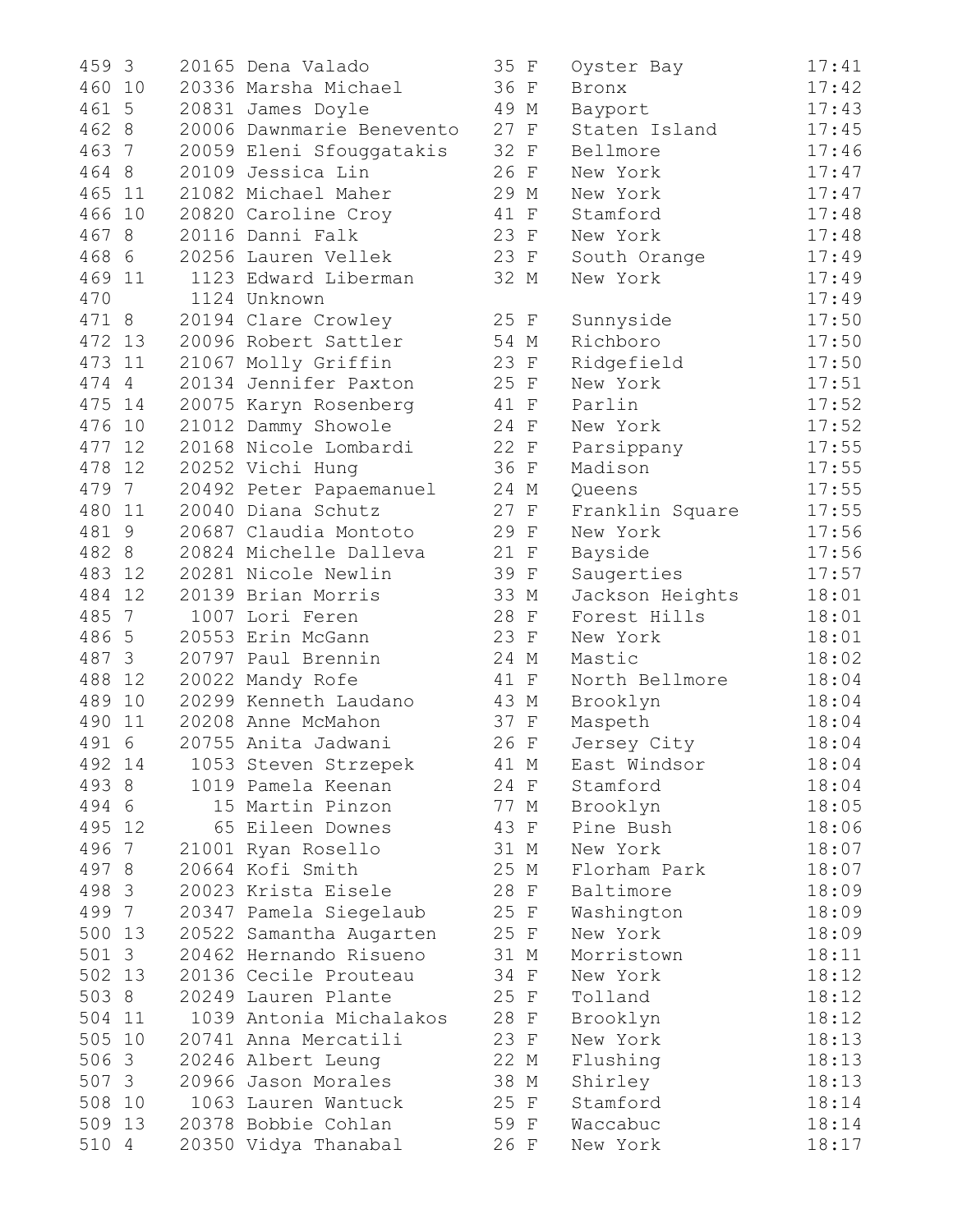| | | | | | | | |
|---|---|---|---|---|---|---|---|
| 459 | 3 | 20165 | Dena Valado | 35 | F | Oyster Bay | 17:41 |
| 460 | 10 | 20336 | Marsha Michael | 36 | F | Bronx | 17:42 |
| 461 | 5 | 20831 | James Doyle | 49 | M | Bayport | 17:43 |
| 462 | 8 | 20006 | Dawnmarie Benevento | 27 | F | Staten Island | 17:45 |
| 463 | 7 | 20059 | Eleni Sfouggatakis | 32 | F | Bellmore | 17:46 |
| 464 | 8 | 20109 | Jessica Lin | 26 | F | New York | 17:47 |
| 465 | 11 | 21082 | Michael Maher | 29 | M | New York | 17:47 |
| 466 | 10 | 20820 | Caroline Croy | 41 | F | Stamford | 17:48 |
| 467 | 8 | 20116 | Danni Falk | 23 | F | New York | 17:48 |
| 468 | 6 | 20256 | Lauren Vellek | 23 | F | South Orange | 17:49 |
| 469 | 11 | 1123 | Edward Liberman | 32 | M | New York | 17:49 |
| 470 | | 1124 | Unknown | | | | 17:49 |
| 471 | 8 | 20194 | Clare Crowley | 25 | F | Sunnyside | 17:50 |
| 472 | 13 | 20096 | Robert Sattler | 54 | M | Richboro | 17:50 |
| 473 | 11 | 21067 | Molly Griffin | 23 | F | Ridgefield | 17:50 |
| 474 | 4 | 20134 | Jennifer Paxton | 25 | F | New York | 17:51 |
| 475 | 14 | 20075 | Karyn Rosenberg | 41 | F | Parlin | 17:52 |
| 476 | 10 | 21012 | Dammy Showole | 24 | F | New York | 17:52 |
| 477 | 12 | 20168 | Nicole Lombardi | 22 | F | Parsippany | 17:55 |
| 478 | 12 | 20252 | Vichi Hung | 36 | F | Madison | 17:55 |
| 479 | 7 | 20492 | Peter Papaemanuel | 24 | M | Queens | 17:55 |
| 480 | 11 | 20040 | Diana Schutz | 27 | F | Franklin Square | 17:55 |
| 481 | 9 | 20687 | Claudia Montoto | 29 | F | New York | 17:56 |
| 482 | 8 | 20824 | Michelle Dalleva | 21 | F | Bayside | 17:56 |
| 483 | 12 | 20281 | Nicole Newlin | 39 | F | Saugerties | 17:57 |
| 484 | 12 | 20139 | Brian Morris | 33 | M | Jackson Heights | 18:01 |
| 485 | 7 | 1007 | Lori Feren | 28 | F | Forest Hills | 18:01 |
| 486 | 5 | 20553 | Erin McGann | 23 | F | New York | 18:01 |
| 487 | 3 | 20797 | Paul Brennin | 24 | M | Mastic | 18:02 |
| 488 | 12 | 20022 | Mandy Rofe | 41 | F | North Bellmore | 18:04 |
| 489 | 10 | 20299 | Kenneth Laudano | 43 | M | Brooklyn | 18:04 |
| 490 | 11 | 20208 | Anne McMahon | 37 | F | Maspeth | 18:04 |
| 491 | 6 | 20755 | Anita Jadwani | 26 | F | Jersey City | 18:04 |
| 492 | 14 | 1053 | Steven Strzepek | 41 | M | East Windsor | 18:04 |
| 493 | 8 | 1019 | Pamela Keenan | 24 | F | Stamford | 18:04 |
| 494 | 6 | 15 | Martin Pinzon | 77 | M | Brooklyn | 18:05 |
| 495 | 12 | 65 | Eileen Downes | 43 | F | Pine Bush | 18:06 |
| 496 | 7 | 21001 | Ryan Rosello | 31 | M | New York | 18:07 |
| 497 | 8 | 20664 | Kofi Smith | 25 | M | Florham Park | 18:07 |
| 498 | 3 | 20023 | Krista Eisele | 28 | F | Baltimore | 18:09 |
| 499 | 7 | 20347 | Pamela Siegelaub | 25 | F | Washington | 18:09 |
| 500 | 13 | 20522 | Samantha Augarten | 25 | F | New York | 18:09 |
| 501 | 3 | 20462 | Hernando Risueno | 31 | M | Morristown | 18:11 |
| 502 | 13 | 20136 | Cecile Prouteau | 34 | F | New York | 18:12 |
| 503 | 8 | 20249 | Lauren Plante | 25 | F | Tolland | 18:12 |
| 504 | 11 | 1039 | Antonia Michalakos | 28 | F | Brooklyn | 18:12 |
| 505 | 10 | 20741 | Anna Mercatili | 23 | F | New York | 18:13 |
| 506 | 3 | 20246 | Albert Leung | 22 | M | Flushing | 18:13 |
| 507 | 3 | 20966 | Jason Morales | 38 | M | Shirley | 18:13 |
| 508 | 10 | 1063 | Lauren Wantuck | 25 | F | Stamford | 18:14 |
| 509 | 13 | 20378 | Bobbie Cohlan | 59 | F | Waccabuc | 18:14 |
| 510 | 4 | 20350 | Vidya Thanabal | 26 | F | New York | 18:17 |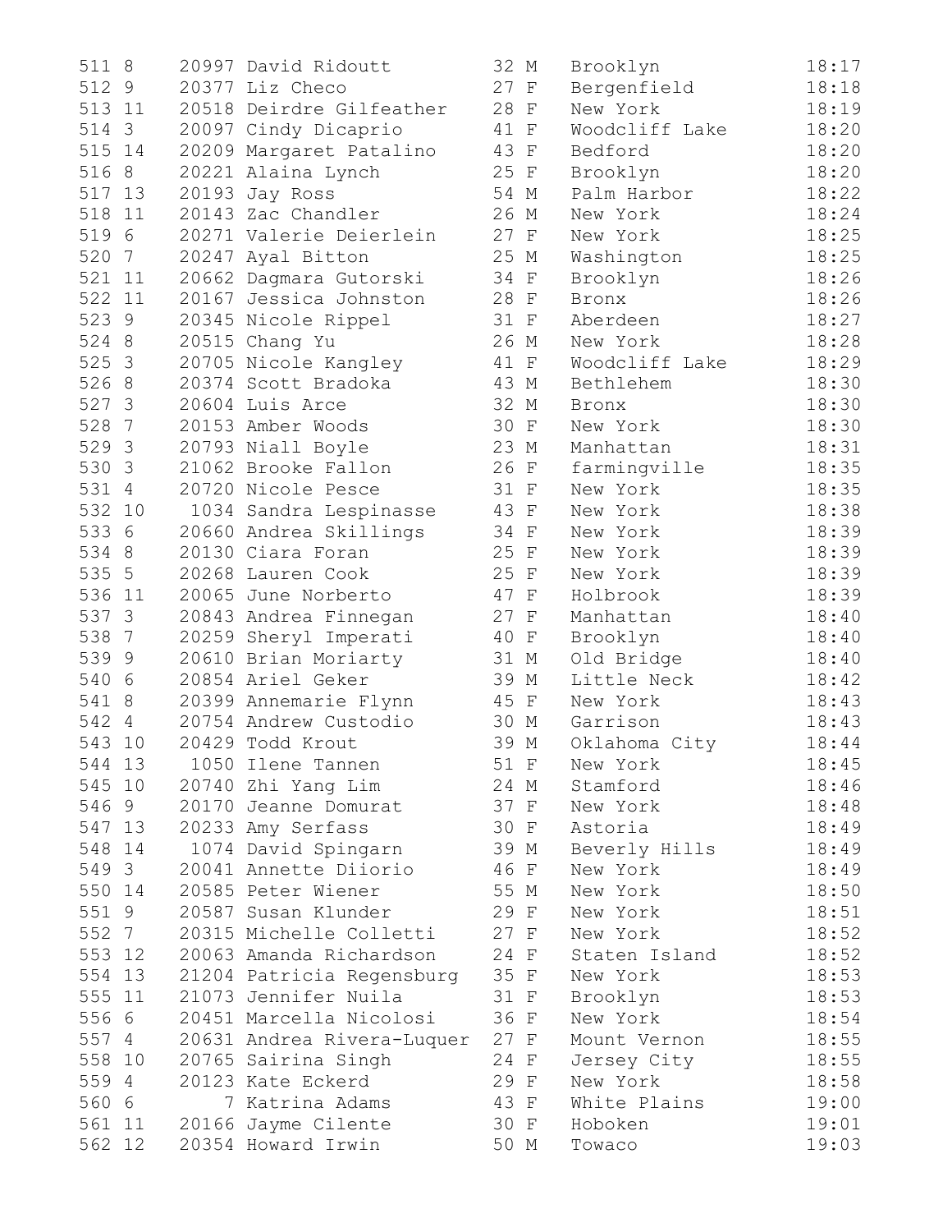```
511 8    20997 David Ridoutt         32 M   Brooklyn          18:17
512 9    20377 Liz Checo             27 F   Bergenfield       18:18
513 11   20518 Deirdre Gilfeather    28 F   New York          18:19
514 3    20097 Cindy Dicaprio        41 F   Woodcliff Lake    18:20
515 14   20209 Margaret Patalino     43 F   Bedford           18:20
516 8    20221 Alaina Lynch          25 F   Brooklyn          18:20
517 13   20193 Jay Ross              54 M   Palm Harbor       18:22
518 11   20143 Zac Chandler          26 M   New York          18:24
519 6    20271 Valerie Deierlein     27 F   New York          18:25
520 7    20247 Ayal Bitton           25 M   Washington        18:25
521 11   20662 Dagmara Gutorski      34 F   Brooklyn          18:26
522 11   20167 Jessica Johnston      28 F   Bronx             18:26
523 9    20345 Nicole Rippel         31 F   Aberdeen          18:27
524 8    20515 Chang Yu              26 M   New York          18:28
525 3    20705 Nicole Kangley        41 F   Woodcliff Lake    18:29
526 8    20374 Scott Bradoka         43 M   Bethlehem         18:30
527 3    20604 Luis Arce             32 M   Bronx             18:30
528 7    20153 Amber Woods           30 F   New York          18:30
529 3    20793 Niall Boyle           23 M   Manhattan         18:31
530 3    21062 Brooke Fallon         26 F   farmingville      18:35
531 4    20720 Nicole Pesce          31 F   New York          18:35
532 10    1034 Sandra Lespinasse     43 F   New York          18:38
533 6    20660 Andrea Skillings      34 F   New York          18:39
534 8    20130 Ciara Foran           25 F   New York          18:39
535 5    20268 Lauren Cook           25 F   New York          18:39
536 11   20065 June Norberto         47 F   Holbrook          18:39
537 3    20843 Andrea Finnegan       27 F   Manhattan         18:40
538 7    20259 Sheryl Imperati       40 F   Brooklyn          18:40
539 9    20610 Brian Moriarty        31 M   Old Bridge        18:40
540 6    20854 Ariel Geker           39 M   Little Neck       18:42
541 8    20399 Annemarie Flynn       45 F   New York          18:43
542 4    20754 Andrew Custodio       30 M   Garrison          18:43
543 10   20429 Todd Krout            39 M   Oklahoma City     18:44
544 13    1050 Ilene Tannen          51 F   New York          18:45
545 10   20740 Zhi Yang Lim          24 M   Stamford          18:46
546 9    20170 Jeanne Domurat        37 F   New York          18:48
547 13   20233 Amy Serfass           30 F   Astoria           18:49
548 14    1074 David Spingarn        39 M   Beverly Hills     18:49
549 3    20041 Annette Diiorio       46 F   New York          18:49
550 14   20585 Peter Wiener          55 M   New York          18:50
551 9    20587 Susan Klunder         29 F   New York          18:51
552 7    20315 Michelle Colletti     27 F   New York          18:52
553 12   20063 Amanda Richardson     24 F   Staten Island     18:52
554 13   21204 Patricia Regensburg   35 F   New York          18:53
555 11   21073 Jennifer Nuila        31 F   Brooklyn          18:53
556 6    20451 Marcella Nicolosi     36 F   New York          18:54
557 4    20631 Andrea Rivera-Luquer  27 F   Mount Vernon      18:55
558 10   20765 Sairina Singh         24 F   Jersey City       18:55
559 4    20123 Kate Eckerd           29 F   New York          18:58
560 6        7 Katrina Adams         43 F   White Plains      19:00
561 11   20166 Jayme Cilente         30 F   Hoboken           19:01
562 12   20354 Howard Irwin          50 M   Towaco            19:03
```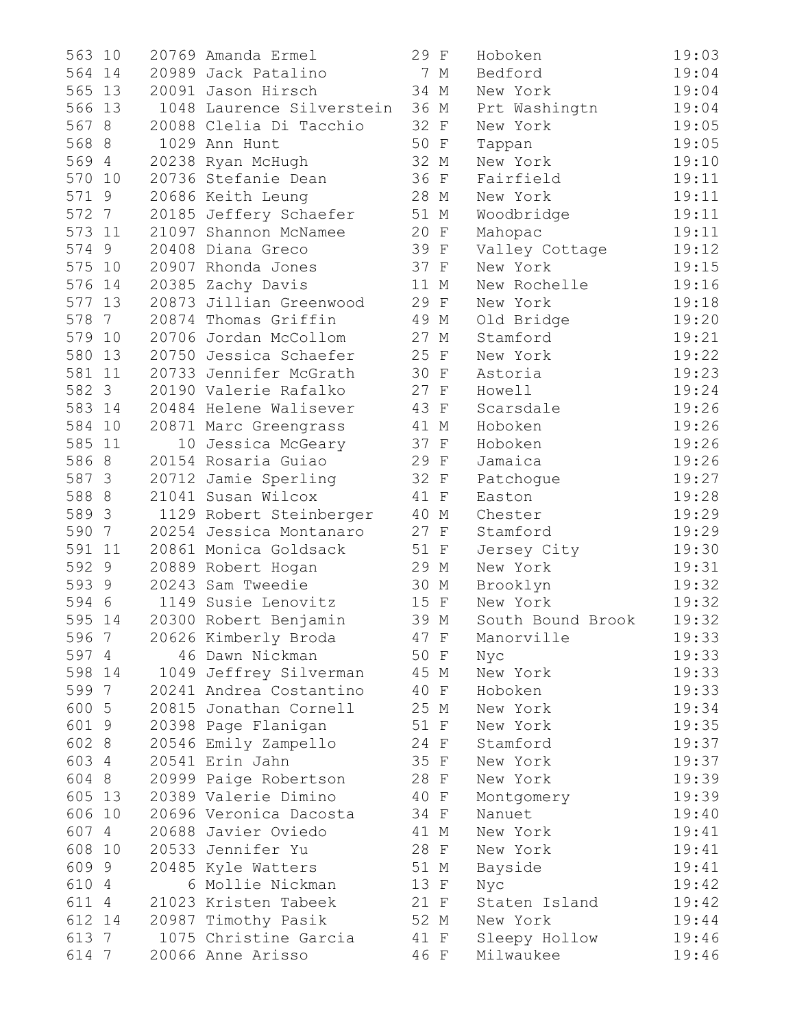| | | | | | | | |
|---|---|---|---|---|---|---|---|
| 563 | 10 | 20769 | Amanda Ermel | 29 | F | Hoboken | 19:03 |
| 564 | 14 | 20989 | Jack Patalino | 7 | M | Bedford | 19:04 |
| 565 | 13 | 20091 | Jason Hirsch | 34 | M | New York | 19:04 |
| 566 | 13 | 1048 | Laurence Silverstein | 36 | M | Prt Washingtn | 19:04 |
| 567 | 8 | 20088 | Clelia Di Tacchio | 32 | F | New York | 19:05 |
| 568 | 8 | 1029 | Ann Hunt | 50 | F | Tappan | 19:05 |
| 569 | 4 | 20238 | Ryan McHugh | 32 | M | New York | 19:10 |
| 570 | 10 | 20736 | Stefanie Dean | 36 | F | Fairfield | 19:11 |
| 571 | 9 | 20686 | Keith Leung | 28 | M | New York | 19:11 |
| 572 | 7 | 20185 | Jeffery Schaefer | 51 | M | Woodbridge | 19:11 |
| 573 | 11 | 21097 | Shannon McNamee | 20 | F | Mahopac | 19:11 |
| 574 | 9 | 20408 | Diana Greco | 39 | F | Valley Cottage | 19:12 |
| 575 | 10 | 20907 | Rhonda Jones | 37 | F | New York | 19:15 |
| 576 | 14 | 20385 | Zachy Davis | 11 | M | New Rochelle | 19:16 |
| 577 | 13 | 20873 | Jillian Greenwood | 29 | F | New York | 19:18 |
| 578 | 7 | 20874 | Thomas Griffin | 49 | M | Old Bridge | 19:20 |
| 579 | 10 | 20706 | Jordan McCollom | 27 | M | Stamford | 19:21 |
| 580 | 13 | 20750 | Jessica Schaefer | 25 | F | New York | 19:22 |
| 581 | 11 | 20733 | Jennifer McGrath | 30 | F | Astoria | 19:23 |
| 582 | 3 | 20190 | Valerie Rafalko | 27 | F | Howell | 19:24 |
| 583 | 14 | 20484 | Helene Walisever | 43 | F | Scarsdale | 19:26 |
| 584 | 10 | 20871 | Marc Greengrass | 41 | M | Hoboken | 19:26 |
| 585 | 11 | 10 | Jessica McGeary | 37 | F | Hoboken | 19:26 |
| 586 | 8 | 20154 | Rosaria Guiao | 29 | F | Jamaica | 19:26 |
| 587 | 3 | 20712 | Jamie Sperling | 32 | F | Patchogue | 19:27 |
| 588 | 8 | 21041 | Susan Wilcox | 41 | F | Easton | 19:28 |
| 589 | 3 | 1129 | Robert Steinberger | 40 | M | Chester | 19:29 |
| 590 | 7 | 20254 | Jessica Montanaro | 27 | F | Stamford | 19:29 |
| 591 | 11 | 20861 | Monica Goldsack | 51 | F | Jersey City | 19:30 |
| 592 | 9 | 20889 | Robert Hogan | 29 | M | New York | 19:31 |
| 593 | 9 | 20243 | Sam Tweedie | 30 | M | Brooklyn | 19:32 |
| 594 | 6 | 1149 | Susie Lenovitz | 15 | F | New York | 19:32 |
| 595 | 14 | 20300 | Robert Benjamin | 39 | M | South Bound Brook | 19:32 |
| 596 | 7 | 20626 | Kimberly Broda | 47 | F | Manorville | 19:33 |
| 597 | 4 | 46 | Dawn Nickman | 50 | F | Nyc | 19:33 |
| 598 | 14 | 1049 | Jeffrey Silverman | 45 | M | New York | 19:33 |
| 599 | 7 | 20241 | Andrea Costantino | 40 | F | Hoboken | 19:33 |
| 600 | 5 | 20815 | Jonathan Cornell | 25 | M | New York | 19:34 |
| 601 | 9 | 20398 | Page Flanigan | 51 | F | New York | 19:35 |
| 602 | 8 | 20546 | Emily Zampello | 24 | F | Stamford | 19:37 |
| 603 | 4 | 20541 | Erin Jahn | 35 | F | New York | 19:37 |
| 604 | 8 | 20999 | Paige Robertson | 28 | F | New York | 19:39 |
| 605 | 13 | 20389 | Valerie Dimino | 40 | F | Montgomery | 19:39 |
| 606 | 10 | 20696 | Veronica Dacosta | 34 | F | Nanuet | 19:40 |
| 607 | 4 | 20688 | Javier Oviedo | 41 | M | New York | 19:41 |
| 608 | 10 | 20533 | Jennifer Yu | 28 | F | New York | 19:41 |
| 609 | 9 | 20485 | Kyle Watters | 51 | M | Bayside | 19:41 |
| 610 | 4 | 6 | Mollie Nickman | 13 | F | Nyc | 19:42 |
| 611 | 4 | 21023 | Kristen Tabeek | 21 | F | Staten Island | 19:42 |
| 612 | 14 | 20987 | Timothy Pasik | 52 | M | New York | 19:44 |
| 613 | 7 | 1075 | Christine Garcia | 41 | F | Sleepy Hollow | 19:46 |
| 614 | 7 | 20066 | Anne Arisso | 46 | F | Milwaukee | 19:46 |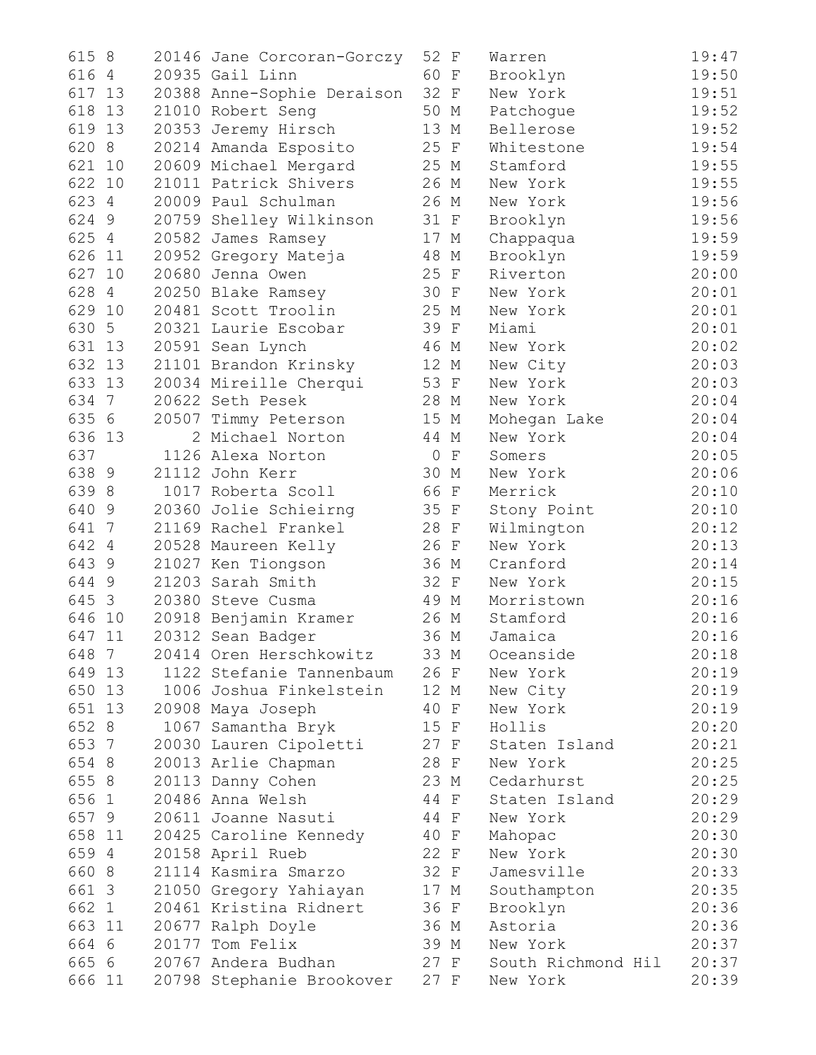```
615 8    20146 Jane Corcoran-Gorczy  52 F   Warren              19:47
616 4    20935 Gail Linn             60 F   Brooklyn            19:50
617 13   20388 Anne-Sophie Deraison  32 F   New York            19:51
618 13   21010 Robert Seng           50 M   Patchogue           19:52
619 13   20353 Jeremy Hirsch         13 M   Bellerose           19:52
620 8    20214 Amanda Esposito       25 F   Whitestone          19:54
621 10   20609 Michael Mergard       25 M   Stamford            19:55
622 10   21011 Patrick Shivers       26 M   New York            19:55
623 4    20009 Paul Schulman         26 M   New York            19:56
624 9    20759 Shelley Wilkinson     31 F   Brooklyn            19:56
625 4    20582 James Ramsey          17 M   Chappaqua           19:59
626 11   20952 Gregory Mateja        48 M   Brooklyn            19:59
627 10   20680 Jenna Owen            25 F   Riverton            20:00
628 4    20250 Blake Ramsey          30 F   New York            20:01
629 10   20481 Scott Troolin         25 M   New York            20:01
630 5    20321 Laurie Escobar        39 F   Miami               20:01
631 13   20591 Sean Lynch            46 M   New York            20:02
632 13   21101 Brandon Krinsky       12 M   New City            20:03
633 13   20034 Mireille Cherqui      53 F   New York            20:03
634 7    20622 Seth Pesek            28 M   New York            20:04
635 6    20507 Timmy Peterson        15 M   Mohegan Lake        20:04
636 13       2 Michael Norton        44 M   New York            20:04
637       1126 Alexa Norton           0 F   Somers              20:05
638 9    21112 John Kerr             30 M   New York            20:06
639 8     1017 Roberta Scoll         66 F   Merrick             20:10
640 9    20360 Jolie Schieirng       35 F   Stony Point         20:10
641 7    21169 Rachel Frankel        28 F   Wilmington          20:12
642 4    20528 Maureen Kelly         26 F   New York            20:13
643 9    21027 Ken Tiongson          36 M   Cranford            20:14
644 9    21203 Sarah Smith           32 F   New York            20:15
645 3    20380 Steve Cusma           49 M   Morristown          20:16
646 10   20918 Benjamin Kramer       26 M   Stamford            20:16
647 11   20312 Sean Badger           36 M   Jamaica             20:16
648 7    20414 Oren Herschkowitz     33 M   Oceanside           20:18
649 13    1122 Stefanie Tannenbaum   26 F   New York            20:19
650 13    1006 Joshua Finkelstein    12 M   New City            20:19
651 13   20908 Maya Joseph           40 F   New York            20:19
652 8     1067 Samantha Bryk         15 F   Hollis              20:20
653 7    20030 Lauren Cipoletti      27 F   Staten Island       20:21
654 8    20013 Arlie Chapman         28 F   New York            20:25
655 8    20113 Danny Cohen           23 M   Cedarhurst          20:25
656 1    20486 Anna Welsh            44 F   Staten Island       20:29
657 9    20611 Joanne Nasuti         44 F   New York            20:29
658 11   20425 Caroline Kennedy      40 F   Mahopac             20:30
659 4    20158 April Rueb            22 F   New York            20:30
660 8    21114 Kasmira Smarzo        32 F   Jamesville          20:33
661 3    21050 Gregory Yahiayan      17 M   Southampton         20:35
662 1    20461 Kristina Ridnert      36 F   Brooklyn            20:36
663 11   20677 Ralph Doyle           36 M   Astoria             20:36
664 6    20177 Tom Felix             39 M   New York            20:37
665 6    20767 Andera Budhan         27 F   South Richmond Hil  20:37
666 11   20798 Stephanie Brookover   27 F   New York            20:39
```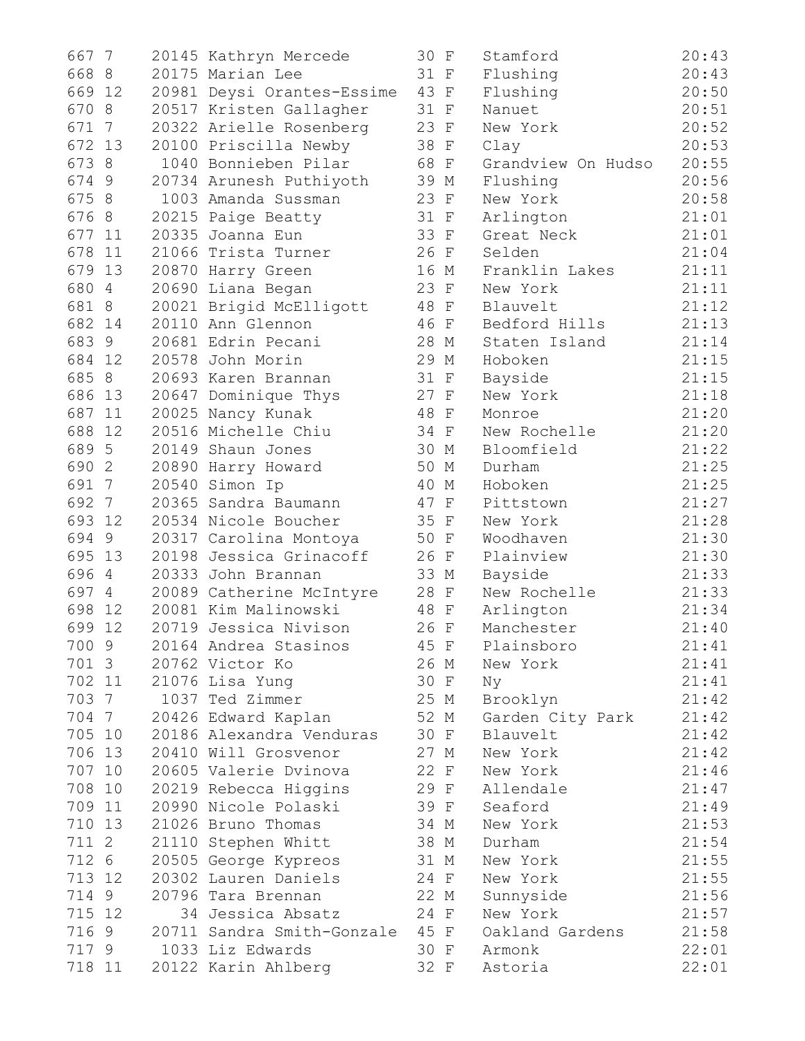```
667 7    20145 Kathryn Mercede       30 F   Stamford             20:43
668 8    20175 Marian Lee            31 F   Flushing             20:43
669 12   20981 Deysi Orantes-Essime  43 F   Flushing             20:50
670 8    20517 Kristen Gallagher     31 F   Nanuet               20:51
671 7    20322 Arielle Rosenberg     23 F   New York             20:52
672 13   20100 Priscilla Newby       38 F   Clay                 20:53
673 8     1040 Bonnieben Pilar       68 F   Grandview On Hudso   20:55
674 9    20734 Arunesh Puthiyoth     39 M   Flushing             20:56
675 8     1003 Amanda Sussman        23 F   New York             20:58
676 8    20215 Paige Beatty          31 F   Arlington            21:01
677 11   20335 Joanna Eun            33 F   Great Neck           21:01
678 11   21066 Trista Turner         26 F   Selden               21:04
679 13   20870 Harry Green           16 M   Franklin Lakes       21:11
680 4    20690 Liana Began           23 F   New York             21:11
681 8    20021 Brigid McElligott     48 F   Blauvelt             21:12
682 14   20110 Ann Glennon           46 F   Bedford Hills        21:13
683 9    20681 Edrin Pecani          28 M   Staten Island        21:14
684 12   20578 John Morin            29 M   Hoboken              21:15
685 8    20693 Karen Brannan         31 F   Bayside              21:15
686 13   20647 Dominique Thys        27 F   New York             21:18
687 11   20025 Nancy Kunak           48 F   Monroe               21:20
688 12   20516 Michelle Chiu         34 F   New Rochelle         21:20
689 5    20149 Shaun Jones           30 M   Bloomfield           21:22
690 2    20890 Harry Howard          50 M   Durham               21:25
691 7    20540 Simon Ip              40 M   Hoboken              21:25
692 7    20365 Sandra Baumann        47 F   Pittstown            21:27
693 12   20534 Nicole Boucher        35 F   New York             21:28
694 9    20317 Carolina Montoya      50 F   Woodhaven            21:30
695 13   20198 Jessica Grinacoff     26 F   Plainview            21:30
696 4    20333 John Brannan          33 M   Bayside              21:33
697 4    20089 Catherine McIntyre    28 F   New Rochelle         21:33
698 12   20081 Kim Malinowski        48 F   Arlington            21:34
699 12   20719 Jessica Nivison       26 F   Manchester           21:40
700 9    20164 Andrea Stasinos       45 F   Plainsboro           21:41
701 3    20762 Victor Ko             26 M   New York             21:41
702 11   21076 Lisa Yung             30 F   Ny                   21:41
703 7     1037 Ted Zimmer            25 M   Brooklyn             21:42
704 7    20426 Edward Kaplan         52 M   Garden City Park     21:42
705 10   20186 Alexandra Venduras    30 F   Blauvelt             21:42
706 13   20410 Will Grosvenor        27 M   New York             21:42
707 10   20605 Valerie Dvinova       22 F   New York             21:46
708 10   20219 Rebecca Higgins       29 F   Allendale            21:47
709 11   20990 Nicole Polaski        39 F   Seaford              21:49
710 13   21026 Bruno Thomas          34 M   New York             21:53
711 2    21110 Stephen Whitt         38 M   Durham               21:54
712 6    20505 George Kypreos        31 M   New York             21:55
713 12   20302 Lauren Daniels        24 F   New York             21:55
714 9    20796 Tara Brennan          22 M   Sunnyside            21:56
715 12      34 Jessica Absatz        24 F   New York             21:57
716 9    20711 Sandra Smith-Gonzale  45 F   Oakland Gardens      21:58
717 9     1033 Liz Edwards           30 F   Armonk               22:01
718 11   20122 Karin Ahlberg         32 F   Astoria              22:01
```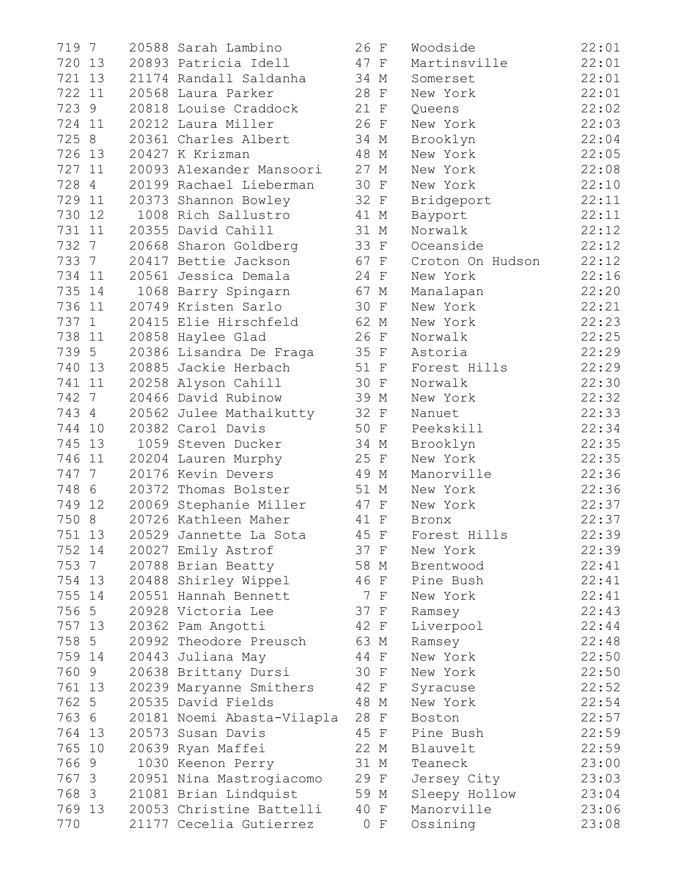| | | | | | | | |
|---|---|---|---|---|---|---|---|
| 719 | 7 | 20588 | Sarah Lambino | 26 | F | Woodside | 22:01 |
| 720 | 13 | 20893 | Patricia Idell | 47 | F | Martinsville | 22:01 |
| 721 | 13 | 21174 | Randall Saldanha | 34 | M | Somerset | 22:01 |
| 722 | 11 | 20568 | Laura Parker | 28 | F | New York | 22:01 |
| 723 | 9 | 20818 | Louise Craddock | 21 | F | Queens | 22:02 |
| 724 | 11 | 20212 | Laura Miller | 26 | F | New York | 22:03 |
| 725 | 8 | 20361 | Charles Albert | 34 | M | Brooklyn | 22:04 |
| 726 | 13 | 20427 | K Krizman | 48 | M | New York | 22:05 |
| 727 | 11 | 20093 | Alexander Mansoori | 27 | M | New York | 22:08 |
| 728 | 4 | 20199 | Rachael Lieberman | 30 | F | New York | 22:10 |
| 729 | 11 | 20373 | Shannon Bowley | 32 | F | Bridgeport | 22:11 |
| 730 | 12 | 1008 | Rich Sallustro | 41 | M | Bayport | 22:11 |
| 731 | 11 | 20355 | David Cahill | 31 | M | Norwalk | 22:12 |
| 732 | 7 | 20668 | Sharon Goldberg | 33 | F | Oceanside | 22:12 |
| 733 | 7 | 20417 | Bettie Jackson | 67 | F | Croton On Hudson | 22:12 |
| 734 | 11 | 20561 | Jessica Demala | 24 | F | New York | 22:16 |
| 735 | 14 | 1068 | Barry Spingarn | 67 | M | Manalapan | 22:20 |
| 736 | 11 | 20749 | Kristen Sarlo | 30 | F | New York | 22:21 |
| 737 | 1 | 20415 | Elie Hirschfeld | 62 | M | New York | 22:23 |
| 738 | 11 | 20858 | Haylee Glad | 26 | F | Norwalk | 22:25 |
| 739 | 5 | 20386 | Lisandra De Fraga | 35 | F | Astoria | 22:29 |
| 740 | 13 | 20885 | Jackie Herbach | 51 | F | Forest Hills | 22:29 |
| 741 | 11 | 20258 | Alyson Cahill | 30 | F | Norwalk | 22:30 |
| 742 | 7 | 20466 | David Rubinow | 39 | M | New York | 22:32 |
| 743 | 4 | 20562 | Julee Mathaikutty | 32 | F | Nanuet | 22:33 |
| 744 | 10 | 20382 | Carol Davis | 50 | F | Peekskill | 22:34 |
| 745 | 13 | 1059 | Steven Ducker | 34 | M | Brooklyn | 22:35 |
| 746 | 11 | 20204 | Lauren Murphy | 25 | F | New York | 22:35 |
| 747 | 7 | 20176 | Kevin Devers | 49 | M | Manorville | 22:36 |
| 748 | 6 | 20372 | Thomas Bolster | 51 | M | New York | 22:36 |
| 749 | 12 | 20069 | Stephanie Miller | 47 | F | New York | 22:37 |
| 750 | 8 | 20726 | Kathleen Maher | 41 | F | Bronx | 22:37 |
| 751 | 13 | 20529 | Jannette La Sota | 45 | F | Forest Hills | 22:39 |
| 752 | 14 | 20027 | Emily Astrof | 37 | F | New York | 22:39 |
| 753 | 7 | 20788 | Brian Beatty | 58 | M | Brentwood | 22:41 |
| 754 | 13 | 20488 | Shirley Wippel | 46 | F | Pine Bush | 22:41 |
| 755 | 14 | 20551 | Hannah Bennett | 7 | F | New York | 22:41 |
| 756 | 5 | 20928 | Victoria Lee | 37 | F | Ramsey | 22:43 |
| 757 | 13 | 20362 | Pam Angotti | 42 | F | Liverpool | 22:44 |
| 758 | 5 | 20992 | Theodore Preusch | 63 | M | Ramsey | 22:48 |
| 759 | 14 | 20443 | Juliana May | 44 | F | New York | 22:50 |
| 760 | 9 | 20638 | Brittany Dursi | 30 | F | New York | 22:50 |
| 761 | 13 | 20239 | Maryanne Smithers | 42 | F | Syracuse | 22:52 |
| 762 | 5 | 20535 | David Fields | 48 | M | New York | 22:54 |
| 763 | 6 | 20181 | Noemi Abasta-Vilapla | 28 | F | Boston | 22:57 |
| 764 | 13 | 20573 | Susan Davis | 45 | F | Pine Bush | 22:59 |
| 765 | 10 | 20639 | Ryan Maffei | 22 | M | Blauvelt | 22:59 |
| 766 | 9 | 1030 | Keenon Perry | 31 | M | Teaneck | 23:00 |
| 767 | 3 | 20951 | Nina Mastrogiacomo | 29 | F | Jersey City | 23:03 |
| 768 | 3 | 21081 | Brian Lindquist | 59 | M | Sleepy Hollow | 23:04 |
| 769 | 13 | 20053 | Christine Battelli | 40 | F | Manorville | 23:06 |
| 770 | | 21177 | Cecelia Gutierrez | 0 | F | Ossining | 23:08 |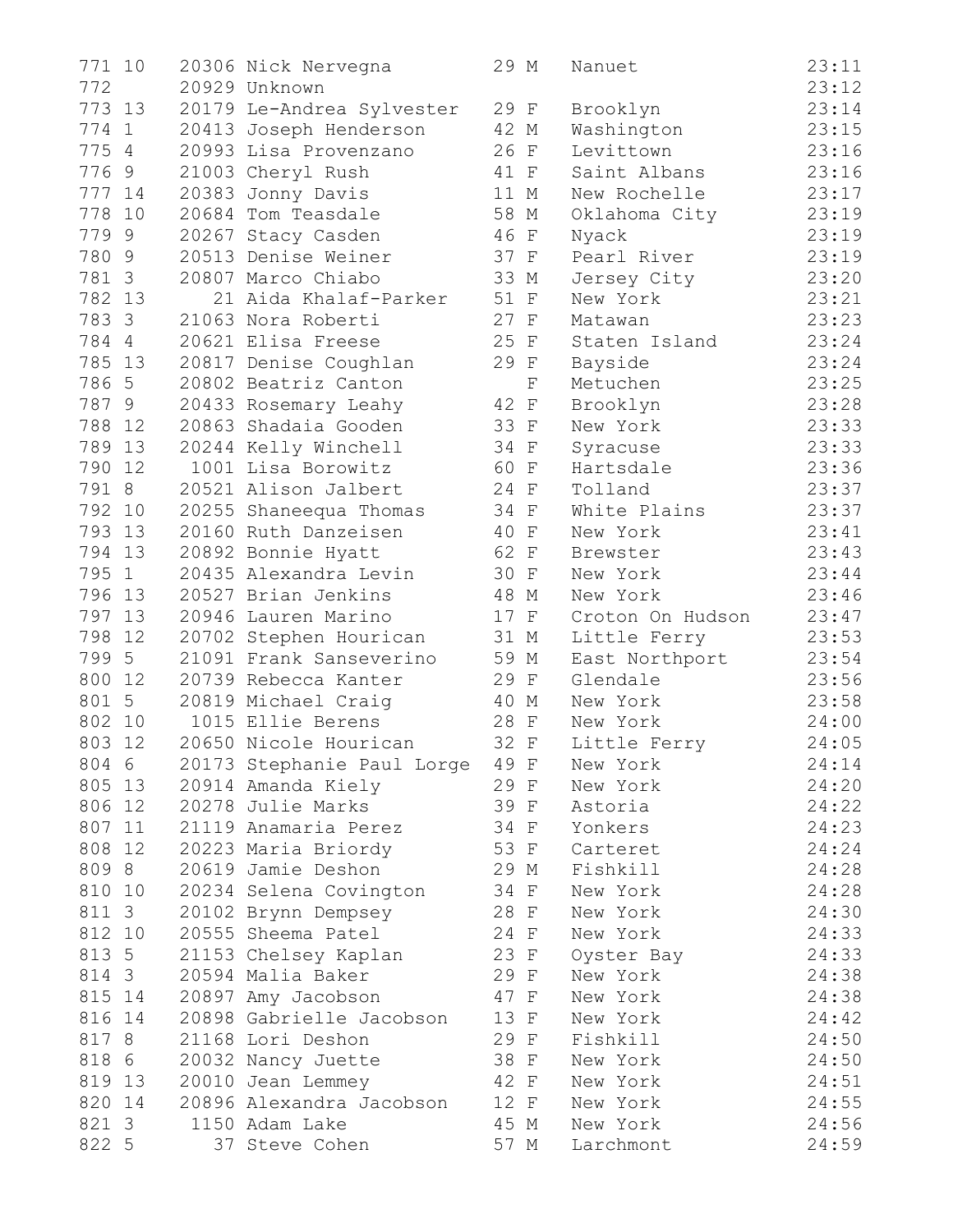```
771 10   20306 Nick Nervegna         29 M   Nanuet              23:11
772      20929 Unknown                                          23:12
773 13   20179 Le-Andrea Sylvester   29 F   Brooklyn            23:14
774 1    20413 Joseph Henderson      42 M   Washington          23:15
775 4    20993 Lisa Provenzano       26 F   Levittown           23:16
776 9    21003 Cheryl Rush           41 F   Saint Albans        23:16
777 14   20383 Jonny Davis           11 M   New Rochelle        23:17
778 10   20684 Tom Teasdale          58 M   Oklahoma City       23:19
779 9    20267 Stacy Casden          46 F   Nyack               23:19
780 9    20513 Denise Weiner         37 F   Pearl River         23:19
781 3    20807 Marco Chiabo          33 M   Jersey City         23:20
782 13      21 Aida Khalaf-Parker    51 F   New York            23:21
783 3    21063 Nora Roberti          27 F   Matawan             23:23
784 4    20621 Elisa Freese          25 F   Staten Island       23:24
785 13   20817 Denise Coughlan       29 F   Bayside             23:24
786 5    20802 Beatriz Canton           F   Metuchen            23:25
787 9    20433 Rosemary Leahy        42 F   Brooklyn            23:28
788 12   20863 Shadaia Gooden        33 F   New York            23:33
789 13   20244 Kelly Winchell        34 F   Syracuse            23:33
790 12    1001 Lisa Borowitz         60 F   Hartsdale           23:36
791 8    20521 Alison Jalbert        24 F   Tolland             23:37
792 10   20255 Shaneequa Thomas      34 F   White Plains        23:37
793 13   20160 Ruth Danzeisen        40 F   New York            23:41
794 13   20892 Bonnie Hyatt          62 F   Brewster            23:43
795 1    20435 Alexandra Levin       30 F   New York            23:44
796 13   20527 Brian Jenkins         48 M   New York            23:46
797 13   20946 Lauren Marino         17 F   Croton On Hudson    23:47
798 12   20702 Stephen Hourican      31 M   Little Ferry        23:53
799 5    21091 Frank Sanseverino     59 M   East Northport      23:54
800 12   20739 Rebecca Kanter        29 F   Glendale            23:56
801 5    20819 Michael Craig         40 M   New York            23:58
802 10    1015 Ellie Berens          28 F   New York            24:00
803 12   20650 Nicole Hourican       32 F   Little Ferry        24:05
804 6    20173 Stephanie Paul Lorge  49 F   New York            24:14
805 13   20914 Amanda Kiely          29 F   New York            24:20
806 12   20278 Julie Marks           39 F   Astoria             24:22
807 11   21119 Anamaria Perez        34 F   Yonkers             24:23
808 12   20223 Maria Briordy         53 F   Carteret            24:24
809 8    20619 Jamie Deshon          29 M   Fishkill            24:28
810 10   20234 Selena Covington      34 F   New York            24:28
811 3    20102 Brynn Dempsey         28 F   New York            24:30
812 10   20555 Sheema Patel          24 F   New York            24:33
813 5    21153 Chelsey Kaplan        23 F   Oyster Bay          24:33
814 3    20594 Malia Baker           29 F   New York            24:38
815 14   20897 Amy Jacobson          47 F   New York            24:38
816 14   20898 Gabrielle Jacobson    13 F   New York            24:42
817 8    21168 Lori Deshon           29 F   Fishkill            24:50
818 6    20032 Nancy Juette          38 F   New York            24:50
819 13   20010 Jean Lemmey           42 F   New York            24:51
820 14   20896 Alexandra Jacobson    12 F   New York            24:55
821 3     1150 Adam Lake             45 M   New York            24:56
822 5       37 Steve Cohen           57 M   Larchmont           24:59
```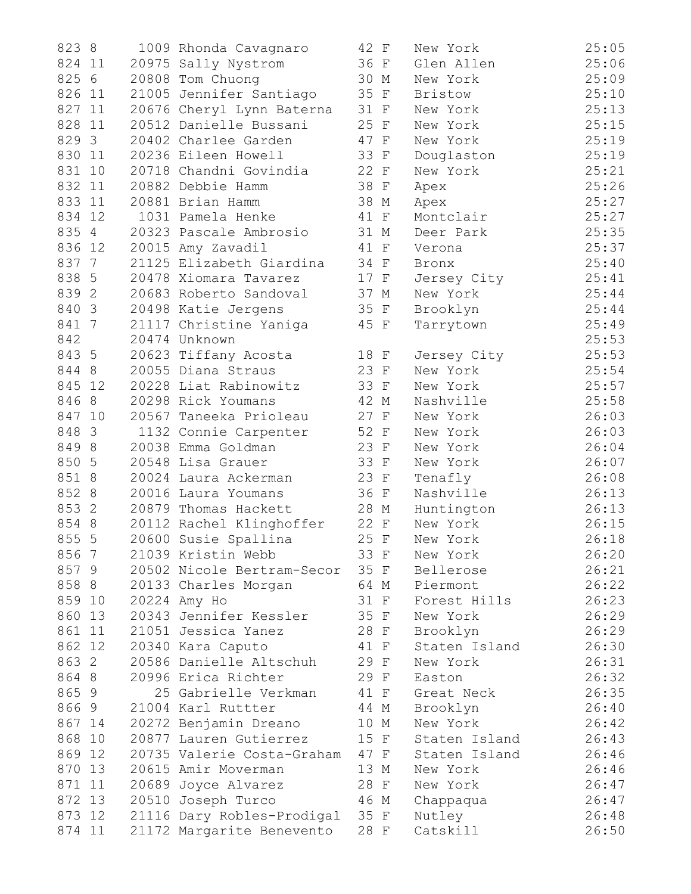```
823 8     1009 Rhonda Cavagnaro      42 F   New York         25:05
824 11   20975 Sally Nystrom         36 F   Glen Allen       25:06
825 6    20808 Tom Chuong            30 M   New York         25:09
826 11   21005 Jennifer Santiago     35 F   Bristow          25:10
827 11   20676 Cheryl Lynn Baterna   31 F   New York         25:13
828 11   20512 Danielle Bussani      25 F   New York         25:15
829 3    20402 Charlee Garden        47 F   New York         25:19
830 11   20236 Eileen Howell         33 F   Douglaston       25:19
831 10   20718 Chandni Govindia      22 F   New York         25:21
832 11   20882 Debbie Hamm           38 F   Apex             25:26
833 11   20881 Brian Hamm            38 M   Apex             25:27
834 12    1031 Pamela Henke          41 F   Montclair        25:27
835 4    20323 Pascale Ambrosio      31 M   Deer Park        25:35
836 12   20015 Amy Zavadil           41 F   Verona           25:37
837 7    21125 Elizabeth Giardina    34 F   Bronx            25:40
838 5    20478 Xiomara Tavarez       17 F   Jersey City      25:41
839 2    20683 Roberto Sandoval      37 M   New York         25:44
840 3    20498 Katie Jergens         35 F   Brooklyn         25:44
841 7    21117 Christine Yaniga      45 F   Tarrytown        25:49
842      20474 Unknown                                       25:53
843 5    20623 Tiffany Acosta        18 F   Jersey City      25:53
844 8    20055 Diana Straus          23 F   New York         25:54
845 12   20228 Liat Rabinowitz       33 F   New York         25:57
846 8    20298 Rick Youmans          42 M   Nashville        25:58
847 10   20567 Taneeka Prioleau      27 F   New York         26:03
848 3     1132 Connie Carpenter      52 F   New York         26:03
849 8    20038 Emma Goldman          23 F   New York         26:04
850 5    20548 Lisa Grauer           33 F   New York         26:07
851 8    20024 Laura Ackerman        23 F   Tenafly          26:08
852 8    20016 Laura Youmans         36 F   Nashville        26:13
853 2    20879 Thomas Hackett        28 M   Huntington       26:13
854 8    20112 Rachel Klinghoffer    22 F   New York         26:15
855 5    20600 Susie Spallina        25 F   New York         26:18
856 7    21039 Kristin Webb          33 F   New York         26:20
857 9    20502 Nicole Bertram-Secor  35 F   Bellerose        26:21
858 8    20133 Charles Morgan        64 M   Piermont         26:22
859 10   20224 Amy Ho                31 F   Forest Hills     26:23
860 13   20343 Jennifer Kessler      35 F   New York         26:29
861 11   21051 Jessica Yanez         28 F   Brooklyn         26:29
862 12   20340 Kara Caputo           41 F   Staten Island    26:30
863 2    20586 Danielle Altschuh     29 F   New York         26:31
864 8    20996 Erica Richter         29 F   Easton           26:32
865 9       25 Gabrielle Verkman     41 F   Great Neck       26:35
866 9    21004 Karl Ruttter          44 M   Brooklyn         26:40
867 14   20272 Benjamin Dreano       10 M   New York         26:42
868 10   20877 Lauren Gutierrez      15 F   Staten Island    26:43
869 12   20735 Valerie Costa-Graham  47 F   Staten Island    26:46
870 13   20615 Amir Moverman         13 M   New York         26:46
871 11   20689 Joyce Alvarez         28 F   New York         26:47
872 13   20510 Joseph Turco          46 M   Chappaqua        26:47
873 12   21116 Dary Robles-Prodigal  35 F   Nutley           26:48
874 11   21172 Margarite Benevento   28 F   Catskill         26:50
```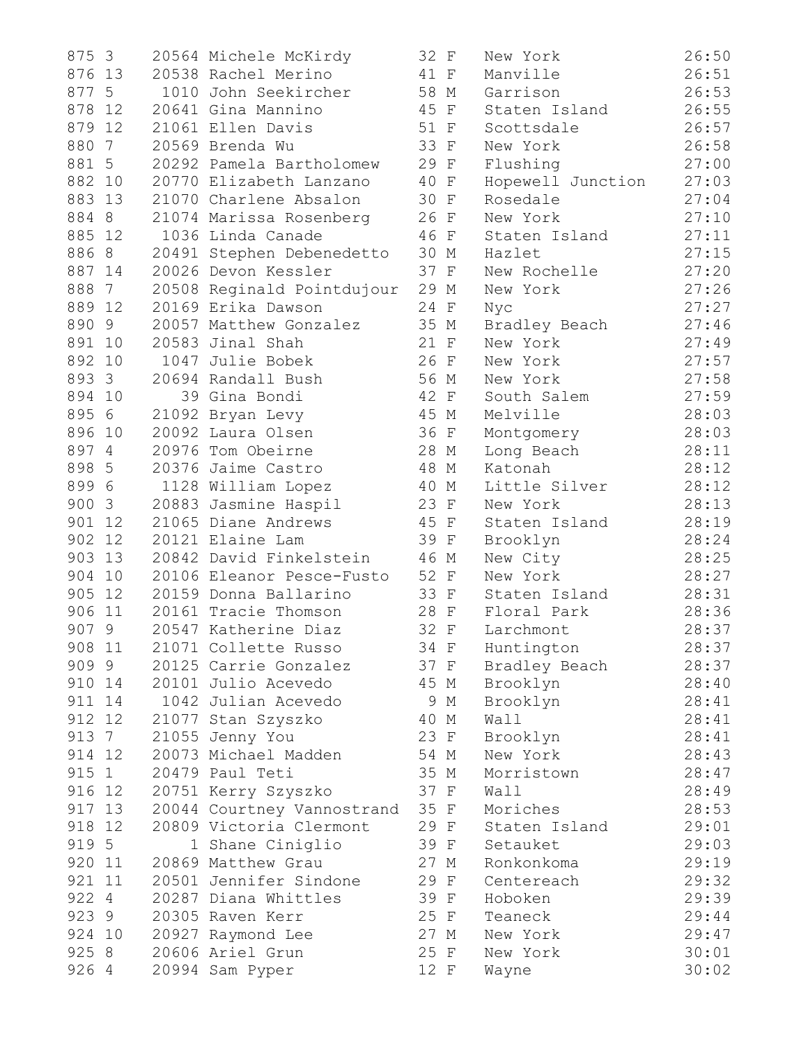```
875 3    20564 Michele McKirdy       32 F   New York            26:50
876 13   20538 Rachel Merino         41 F   Manville            26:51
877 5     1010 John Seekircher       58 M   Garrison            26:53
878 12   20641 Gina Mannino          45 F   Staten Island       26:55
879 12   21061 Ellen Davis           51 F   Scottsdale          26:57
880 7    20569 Brenda Wu             33 F   New York            26:58
881 5    20292 Pamela Bartholomew    29 F   Flushing            27:00
882 10   20770 Elizabeth Lanzano     40 F   Hopewell Junction   27:03
883 13   21070 Charlene Absalon      30 F   Rosedale            27:04
884 8    21074 Marissa Rosenberg     26 F   New York            27:10
885 12    1036 Linda Canade          46 F   Staten Island       27:11
886 8    20491 Stephen Debenedetto   30 M   Hazlet              27:15
887 14   20026 Devon Kessler         37 F   New Rochelle        27:20
888 7    20508 Reginald Pointdujour  29 M   New York            27:26
889 12   20169 Erika Dawson          24 F   Nyc                 27:27
890 9    20057 Matthew Gonzalez      35 M   Bradley Beach       27:46
891 10   20583 Jinal Shah            21 F   New York            27:49
892 10    1047 Julie Bobek           26 F   New York            27:57
893 3    20694 Randall Bush          56 M   New York            27:58
894 10      39 Gina Bondi            42 F   South Salem         27:59
895 6    21092 Bryan Levy            45 M   Melville            28:03
896 10   20092 Laura Olsen           36 F   Montgomery          28:03
897 4    20976 Tom Obeirne           28 M   Long Beach          28:11
898 5    20376 Jaime Castro          48 M   Katonah             28:12
899 6     1128 William Lopez         40 M   Little Silver       28:12
900 3    20883 Jasmine Haspil        23 F   New York            28:13
901 12   21065 Diane Andrews         45 F   Staten Island       28:19
902 12   20121 Elaine Lam            39 F   Brooklyn            28:24
903 13   20842 David Finkelstein     46 M   New City            28:25
904 10   20106 Eleanor Pesce-Fusto   52 F   New York            28:27
905 12   20159 Donna Ballarino       33 F   Staten Island       28:31
906 11   20161 Tracie Thomson        28 F   Floral Park         28:36
907 9    20547 Katherine Diaz        32 F   Larchmont           28:37
908 11   21071 Collette Russo        34 F   Huntington          28:37
909 9    20125 Carrie Gonzalez       37 F   Bradley Beach       28:37
910 14   20101 Julio Acevedo         45 M   Brooklyn            28:40
911 14    1042 Julian Acevedo         9 M   Brooklyn            28:41
912 12   21077 Stan Szyszko          40 M   Wall                28:41
913 7    21055 Jenny You             23 F   Brooklyn            28:41
914 12   20073 Michael Madden        54 M   New York            28:43
915 1    20479 Paul Teti             35 M   Morristown          28:47
916 12   20751 Kerry Szyszko         37 F   Wall                28:49
917 13   20044 Courtney Vannostrand  35 F   Moriches            28:53
918 12   20809 Victoria Clermont     29 F   Staten Island       29:01
919 5        1 Shane Ciniglio        39 F   Setauket            29:03
920 11   20869 Matthew Grau          27 M   Ronkonkoma          29:19
921 11   20501 Jennifer Sindone      29 F   Centereach          29:32
922 4    20287 Diana Whittles        39 F   Hoboken             29:39
923 9    20305 Raven Kerr            25 F   Teaneck             29:44
924 10   20927 Raymond Lee           27 M   New York            29:47
925 8    20606 Ariel Grun            25 F   New York            30:01
926 4    20994 Sam Pyper             12 F   Wayne               30:02
```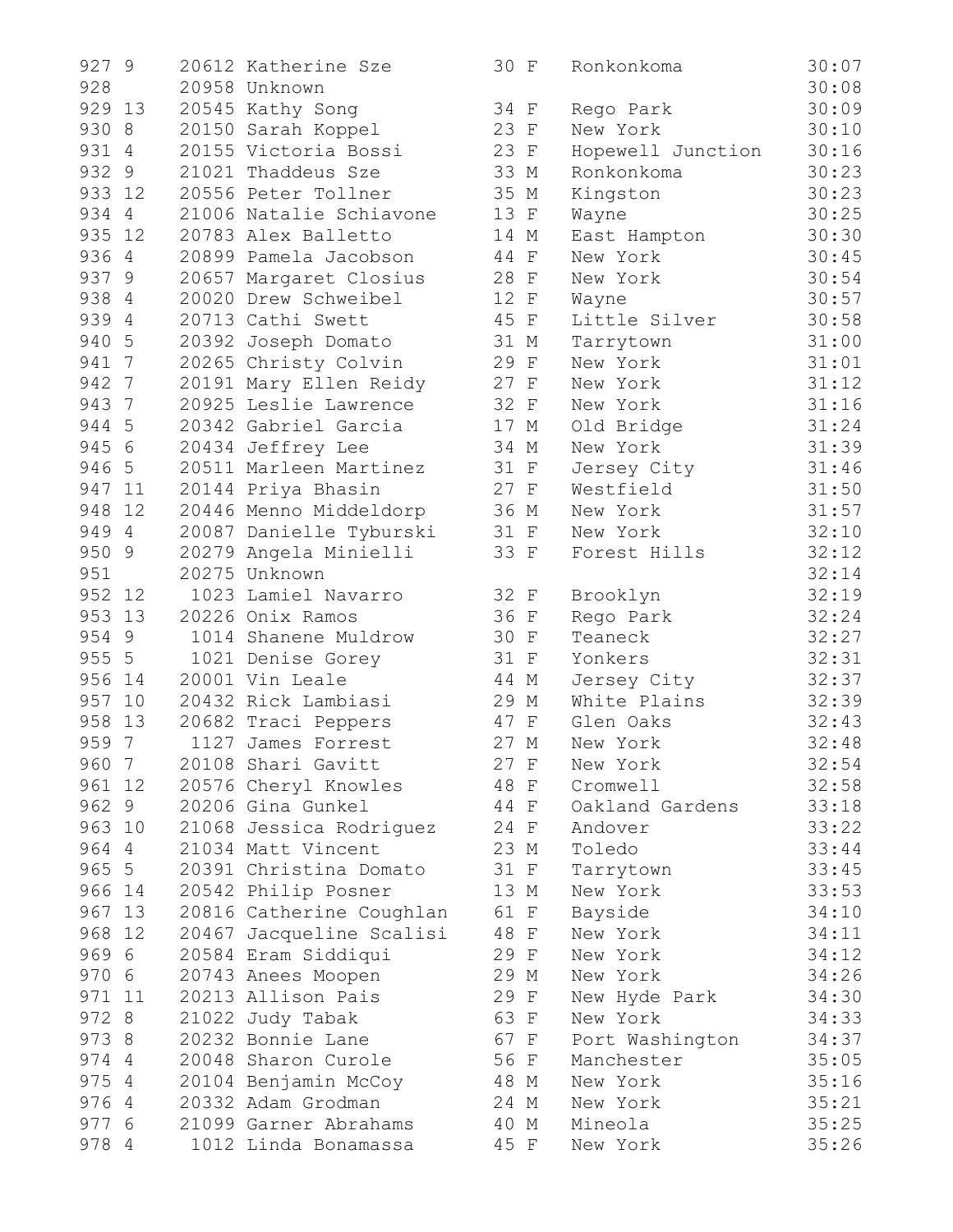```
927 9    20612 Katherine Sze        30 F   Ronkonkoma          30:07
928      20958 Unknown                                         30:08
929 13   20545 Kathy Song           34 F   Rego Park           30:09
930 8    20150 Sarah Koppel         23 F   New York            30:10
931 4    20155 Victoria Bossi       23 F   Hopewell Junction   30:16
932 9    21021 Thaddeus Sze         33 M   Ronkonkoma          30:23
933 12   20556 Peter Tollner        35 M   Kingston            30:23
934 4    21006 Natalie Schiavone    13 F   Wayne               30:25
935 12   20783 Alex Balletto        14 M   East Hampton        30:30
936 4    20899 Pamela Jacobson      44 F   New York            30:45
937 9    20657 Margaret Closius     28 F   New York            30:54
938 4    20020 Drew Schweibel       12 F   Wayne               30:57
939 4    20713 Cathi Swett          45 F   Little Silver       30:58
940 5    20392 Joseph Domato        31 M   Tarrytown           31:00
941 7    20265 Christy Colvin       29 F   New York            31:01
942 7    20191 Mary Ellen Reidy     27 F   New York            31:12
943 7    20925 Leslie Lawrence      32 F   New York            31:16
944 5    20342 Gabriel Garcia       17 M   Old Bridge          31:24
945 6    20434 Jeffrey Lee          34 M   New York            31:39
946 5    20511 Marleen Martinez     31 F   Jersey City         31:46
947 11   20144 Priya Bhasin         27 F   Westfield           31:50
948 12   20446 Menno Middeldorp     36 M   New York            31:57
949 4    20087 Danielle Tyburski    31 F   New York            32:10
950 9    20279 Angela Minielli      33 F   Forest Hills        32:12
951      20275 Unknown                                         32:14
952 12    1023 Lamiel Navarro       32 F   Brooklyn            32:19
953 13   20226 Onix Ramos           36 F   Rego Park           32:24
954 9     1014 Shanene Muldrow      30 F   Teaneck             32:27
955 5     1021 Denise Gorey         31 F   Yonkers             32:31
956 14   20001 Vin Leale            44 M   Jersey City         32:37
957 10   20432 Rick Lambiasi        29 M   White Plains        32:39
958 13   20682 Traci Peppers        47 F   Glen Oaks           32:43
959 7     1127 James Forrest        27 M   New York            32:48
960 7    20108 Shari Gavitt         27 F   New York            32:54
961 12   20576 Cheryl Knowles       48 F   Cromwell            32:58
962 9    20206 Gina Gunkel          44 F   Oakland Gardens     33:18
963 10   21068 Jessica Rodriguez    24 F   Andover             33:22
964 4    21034 Matt Vincent         23 M   Toledo              33:44
965 5    20391 Christina Domato     31 F   Tarrytown           33:45
966 14   20542 Philip Posner        13 M   New York            33:53
967 13   20816 Catherine Coughlan   61 F   Bayside             34:10
968 12   20467 Jacqueline Scalisi   48 F   New York            34:11
969 6    20584 Eram Siddiqui        29 F   New York            34:12
970 6    20743 Anees Moopen         29 M   New York            34:26
971 11   20213 Allison Pais         29 F   New Hyde Park       34:30
972 8    21022 Judy Tabak           63 F   New York            34:33
973 8    20232 Bonnie Lane          67 F   Port Washington     34:37
974 4    20048 Sharon Curole        56 F   Manchester          35:05
975 4    20104 Benjamin McCoy       48 M   New York            35:16
976 4    20332 Adam Grodman         24 M   New York            35:21
977 6    21099 Garner Abrahams      40 M   Mineola             35:25
978 4     1012 Linda Bonamassa      45 F   New York            35:26
```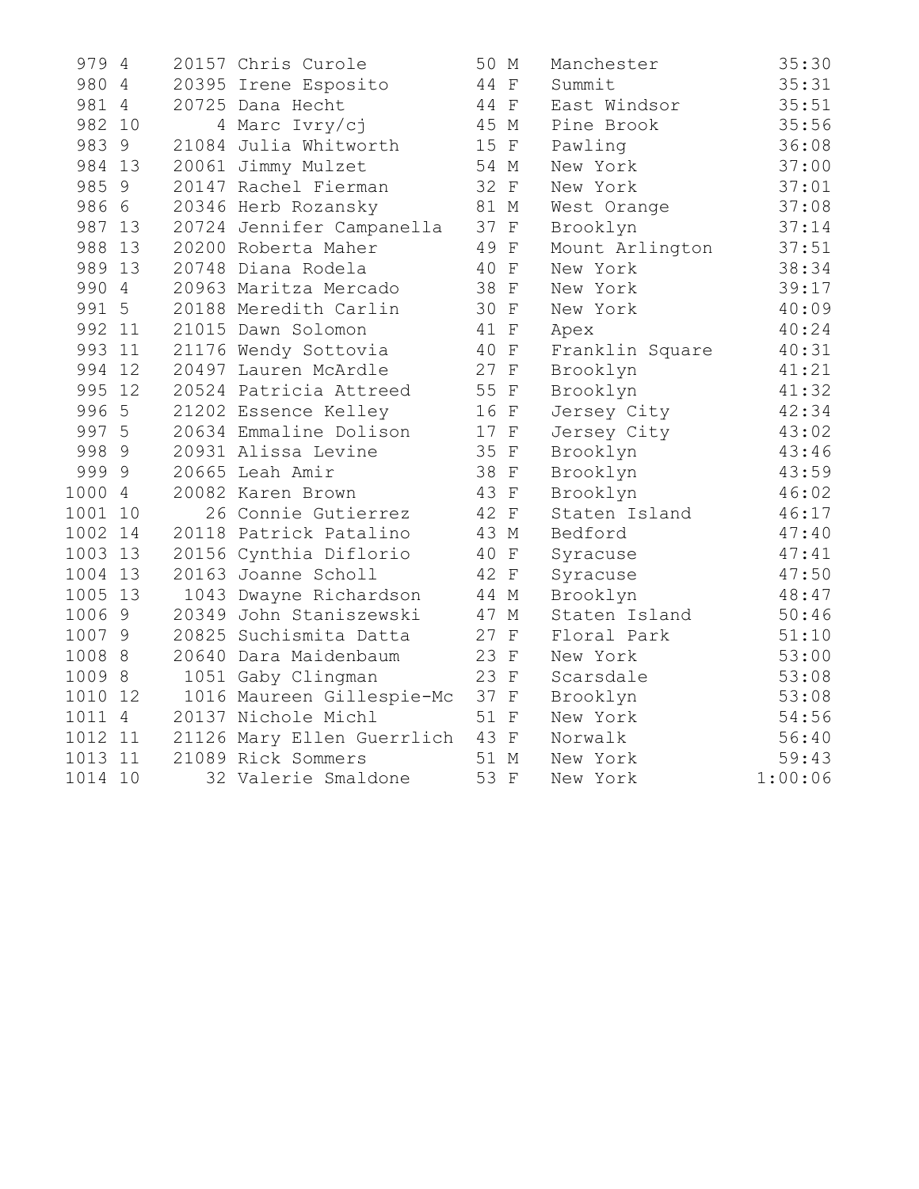| | | | | | | | |
|---|---|---|---|---|---|---|---|
| 979 | 4 | 20157 | Chris Curole | 50 | M | Manchester | 35:30 |
| 980 | 4 | 20395 | Irene Esposito | 44 | F | Summit | 35:31 |
| 981 | 4 | 20725 | Dana Hecht | 44 | F | East Windsor | 35:51 |
| 982 | 10 | 4 | Marc Ivry/cj | 45 | M | Pine Brook | 35:56 |
| 983 | 9 | 21084 | Julia Whitworth | 15 | F | Pawling | 36:08 |
| 984 | 13 | 20061 | Jimmy Mulzet | 54 | M | New York | 37:00 |
| 985 | 9 | 20147 | Rachel Fierman | 32 | F | New York | 37:01 |
| 986 | 6 | 20346 | Herb Rozansky | 81 | M | West Orange | 37:08 |
| 987 | 13 | 20724 | Jennifer Campanella | 37 | F | Brooklyn | 37:14 |
| 988 | 13 | 20200 | Roberta Maher | 49 | F | Mount Arlington | 37:51 |
| 989 | 13 | 20748 | Diana Rodela | 40 | F | New York | 38:34 |
| 990 | 4 | 20963 | Maritza Mercado | 38 | F | New York | 39:17 |
| 991 | 5 | 20188 | Meredith Carlin | 30 | F | New York | 40:09 |
| 992 | 11 | 21015 | Dawn Solomon | 41 | F | Apex | 40:24 |
| 993 | 11 | 21176 | Wendy Sottovia | 40 | F | Franklin Square | 40:31 |
| 994 | 12 | 20497 | Lauren McArdle | 27 | F | Brooklyn | 41:21 |
| 995 | 12 | 20524 | Patricia Attreed | 55 | F | Brooklyn | 41:32 |
| 996 | 5 | 21202 | Essence Kelley | 16 | F | Jersey City | 42:34 |
| 997 | 5 | 20634 | Emmaline Dolison | 17 | F | Jersey City | 43:02 |
| 998 | 9 | 20931 | Alissa Levine | 35 | F | Brooklyn | 43:46 |
| 999 | 9 | 20665 | Leah Amir | 38 | F | Brooklyn | 43:59 |
| 1000 | 4 | 20082 | Karen Brown | 43 | F | Brooklyn | 46:02 |
| 1001 | 10 | 26 | Connie Gutierrez | 42 | F | Staten Island | 46:17 |
| 1002 | 14 | 20118 | Patrick Patalino | 43 | M | Bedford | 47:40 |
| 1003 | 13 | 20156 | Cynthia Diflorio | 40 | F | Syracuse | 47:41 |
| 1004 | 13 | 20163 | Joanne Scholl | 42 | F | Syracuse | 47:50 |
| 1005 | 13 | 1043 | Dwayne Richardson | 44 | M | Brooklyn | 48:47 |
| 1006 | 9 | 20349 | John Staniszewski | 47 | M | Staten Island | 50:46 |
| 1007 | 9 | 20825 | Suchismita Datta | 27 | F | Floral Park | 51:10 |
| 1008 | 8 | 20640 | Dara Maidenbaum | 23 | F | New York | 53:00 |
| 1009 | 8 | 1051 | Gaby Clingman | 23 | F | Scarsdale | 53:08 |
| 1010 | 12 | 1016 | Maureen Gillespie-Mc | 37 | F | Brooklyn | 53:08 |
| 1011 | 4 | 20137 | Nichole Michl | 51 | F | New York | 54:56 |
| 1012 | 11 | 21126 | Mary Ellen Guerrlich | 43 | F | Norwalk | 56:40 |
| 1013 | 11 | 21089 | Rick Sommers | 51 | M | New York | 59:43 |
| 1014 | 10 | 32 | Valerie Smaldone | 53 | F | New York | 1:00:06 |